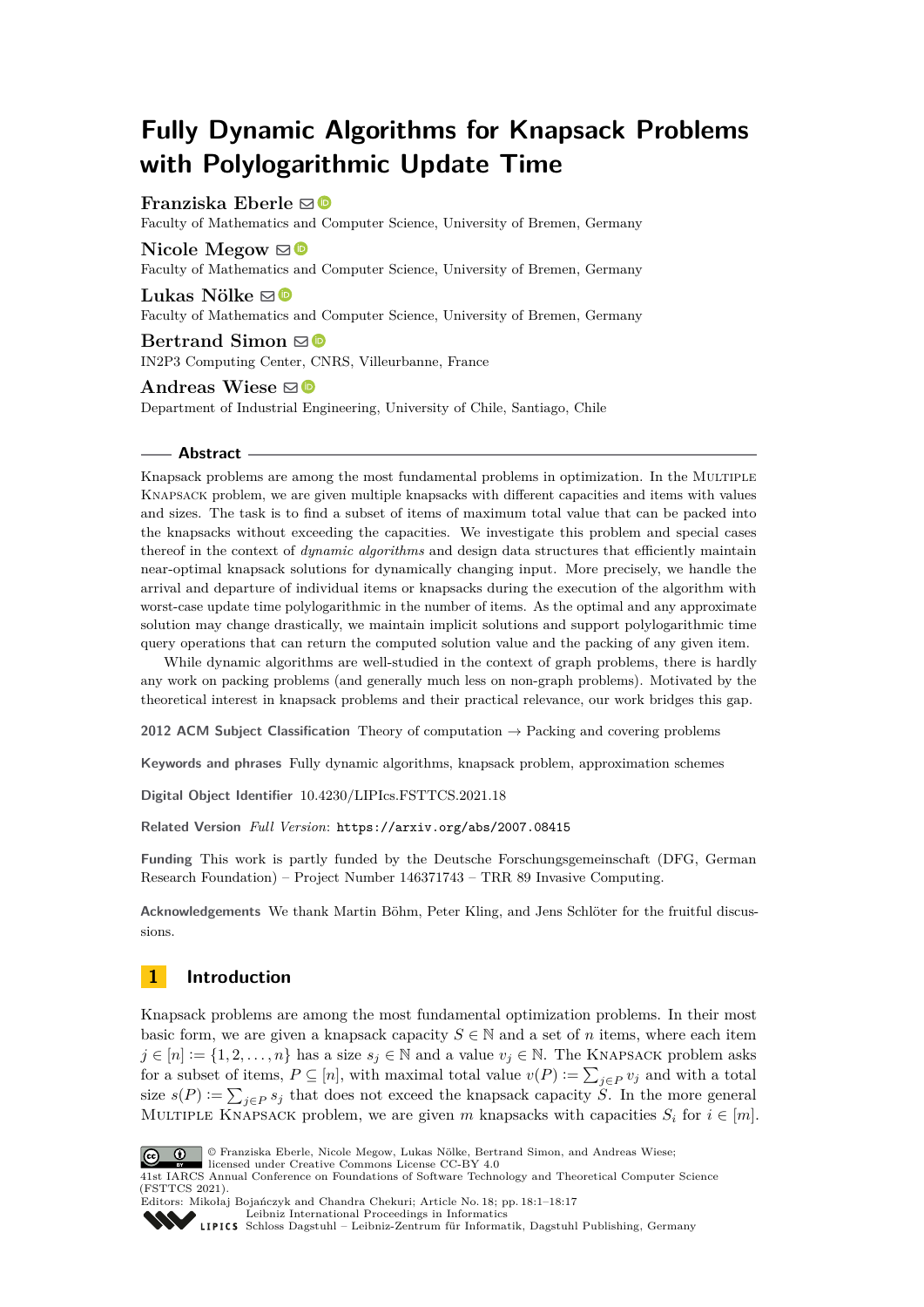# Fully Dynamic Algorithms for Knapsack Problems with Polylogarithmic Update Time

**Franziska Eberle**
Faculty of Mathematics and Computer Science, University of Bremen, Germany

**Nicole Megow**
Faculty of Mathematics and Computer Science, University of Bremen, Germany

**Lukas Nölke**
Faculty of Mathematics and Computer Science, University of Bremen, Germany

**Bertrand Simon**
IN2P3 Computing Center, CNRS, Villeurbanne, France

**Andreas Wiese**
Department of Industrial Engineering, University of Chile, Santiago, Chile

## Abstract

Knapsack problems are among the most fundamental problems in optimization. In the Multiple Knapsack problem, we are given multiple knapsacks with different capacities and items with values and sizes. The task is to find a subset of items of maximum total value that can be packed into the knapsacks without exceeding the capacities. We investigate this problem and special cases thereof in the context of *dynamic algorithms* and design data structures that efficiently maintain near-optimal knapsack solutions for dynamically changing input. More precisely, we handle the arrival and departure of individual items or knapsacks during the execution of the algorithm with worst-case update time polylogarithmic in the number of items. As the optimal and any approximate solution may change drastically, we maintain implicit solutions and support polylogarithmic time query operations that can return the computed solution value and the packing of any given item.

While dynamic algorithms are well-studied in the context of graph problems, there is hardly any work on packing problems (and generally much less on non-graph problems). Motivated by the theoretical interest in knapsack problems and their practical relevance, our work bridges this gap.

**2012 ACM Subject Classification** Theory of computation → Packing and covering problems

**Keywords and phrases** Fully dynamic algorithms, knapsack problem, approximation schemes

**Digital Object Identifier** 10.4230/LIPIcs.FSTTCS.2021.18

**Related Version** *Full Version*: https://arxiv.org/abs/2007.08415

**Funding** This work is partly funded by the Deutsche Forschungsgemeinschaft (DFG, German Research Foundation) – Project Number 146371743 – TRR 89 Invasive Computing.

**Acknowledgements** We thank Martin Böhm, Peter Kling, and Jens Schlöter for the fruitful discussions.

## 1 Introduction

Knapsack problems are among the most fundamental optimization problems. In their most basic form, we are given a knapsack capacity $S \in \mathbb{N}$ and a set of $n$ items, where each item $j \in [n] := \{1, 2, \ldots, n\}$ has a size $s_j \in \mathbb{N}$ and a value $v_j \in \mathbb{N}$. The Knapsack problem asks for a subset of items, $P \subseteq [n]$, with maximal total value $v(P) := \sum_{j \in P} v_j$ and with a total size $s(P) := \sum_{j \in P} s_j$ that does not exceed the knapsack capacity $S$. In the more general Multiple Knapsack problem, we are given $m$ knapsacks with capacities $S_i$ for $i \in [m]$.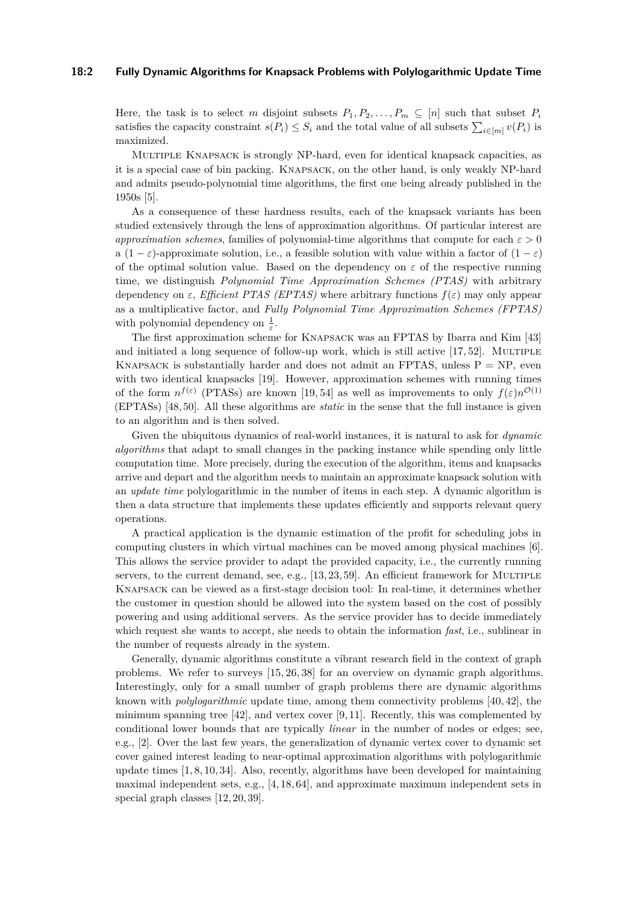Here, the task is to select $m$ disjoint subsets $P_1, P_2, \ldots, P_m \subseteq [n]$ such that subset $P_i$ satisfies the capacity constraint $s(P_i) \leq S_i$ and the total value of all subsets $\sum_{i\in[m]} v(P_i)$ is maximized.

Multiple Knapsack is strongly NP-hard, even for identical knapsack capacities, as it is a special case of bin packing. Knapsack, on the other hand, is only weakly NP-hard and admits pseudo-polynomial time algorithms, the first one being already published in the 1950s [5].

As a consequence of these hardness results, each of the knapsack variants has been studied extensively through the lens of approximation algorithms. Of particular interest are *approximation schemes*, families of polynomial-time algorithms that compute for each $\varepsilon > 0$ a $(1-\varepsilon)$-approximate solution, i.e., a feasible solution with value within a factor of $(1-\varepsilon)$ of the optimal solution value. Based on the dependency on $\varepsilon$ of the respective running time, we distinguish *Polynomial Time Approximation Schemes (PTAS)* with arbitrary dependency on $\varepsilon$, *Efficient PTAS (EPTAS)* where arbitrary functions $f(\varepsilon)$ may only appear as a multiplicative factor, and *Fully Polynomial Time Approximation Schemes (FPTAS)* with polynomial dependency on $\frac{1}{\varepsilon}$.

The first approximation scheme for Knapsack was an FPTAS by Ibarra and Kim [43] and initiated a long sequence of follow-up work, which is still active [17, 52]. Multiple Knapsack is substantially harder and does not admit an FPTAS, unless P = NP, even with two identical knapsacks [19]. However, approximation schemes with running times of the form $n^{f(\varepsilon)}$ (PTASs) are known [19, 54] as well as improvements to only $f(\varepsilon)n^{\mathcal{O}(1)}$ (EPTASs) [48, 50]. All these algorithms are *static* in the sense that the full instance is given to an algorithm and is then solved.

Given the ubiquitous dynamics of real-world instances, it is natural to ask for *dynamic algorithms* that adapt to small changes in the packing instance while spending only little computation time. More precisely, during the execution of the algorithm, items and knapsacks arrive and depart and the algorithm needs to maintain an approximate knapsack solution with an *update time* polylogarithmic in the number of items in each step. A dynamic algorithm is then a data structure that implements these updates efficiently and supports relevant query operations.

A practical application is the dynamic estimation of the profit for scheduling jobs in computing clusters in which virtual machines can be moved among physical machines [6]. This allows the service provider to adapt the provided capacity, i.e., the currently running servers, to the current demand, see, e.g., [13, 23, 59]. An efficient framework for Multiple Knapsack can be viewed as a first-stage decision tool: In real-time, it determines whether the customer in question should be allowed into the system based on the cost of possibly powering and using additional servers. As the service provider has to decide immediately which request she wants to accept, she needs to obtain the information *fast*, i.e., sublinear in the number of requests already in the system.

Generally, dynamic algorithms constitute a vibrant research field in the context of graph problems. We refer to surveys [15, 26, 38] for an overview on dynamic graph algorithms. Interestingly, only for a small number of graph problems there are dynamic algorithms known with *polylogarithmic* update time, among them connectivity problems [40, 42], the minimum spanning tree [42], and vertex cover [9, 11]. Recently, this was complemented by conditional lower bounds that are typically *linear* in the number of nodes or edges; see, e.g., [2]. Over the last few years, the generalization of dynamic vertex cover to dynamic set cover gained interest leading to near-optimal approximation algorithms with polylogarithmic update times [1, 8, 10, 34]. Also, recently, algorithms have been developed for maintaining maximal independent sets, e.g., [4, 18, 64], and approximate maximum independent sets in special graph classes [12, 20, 39].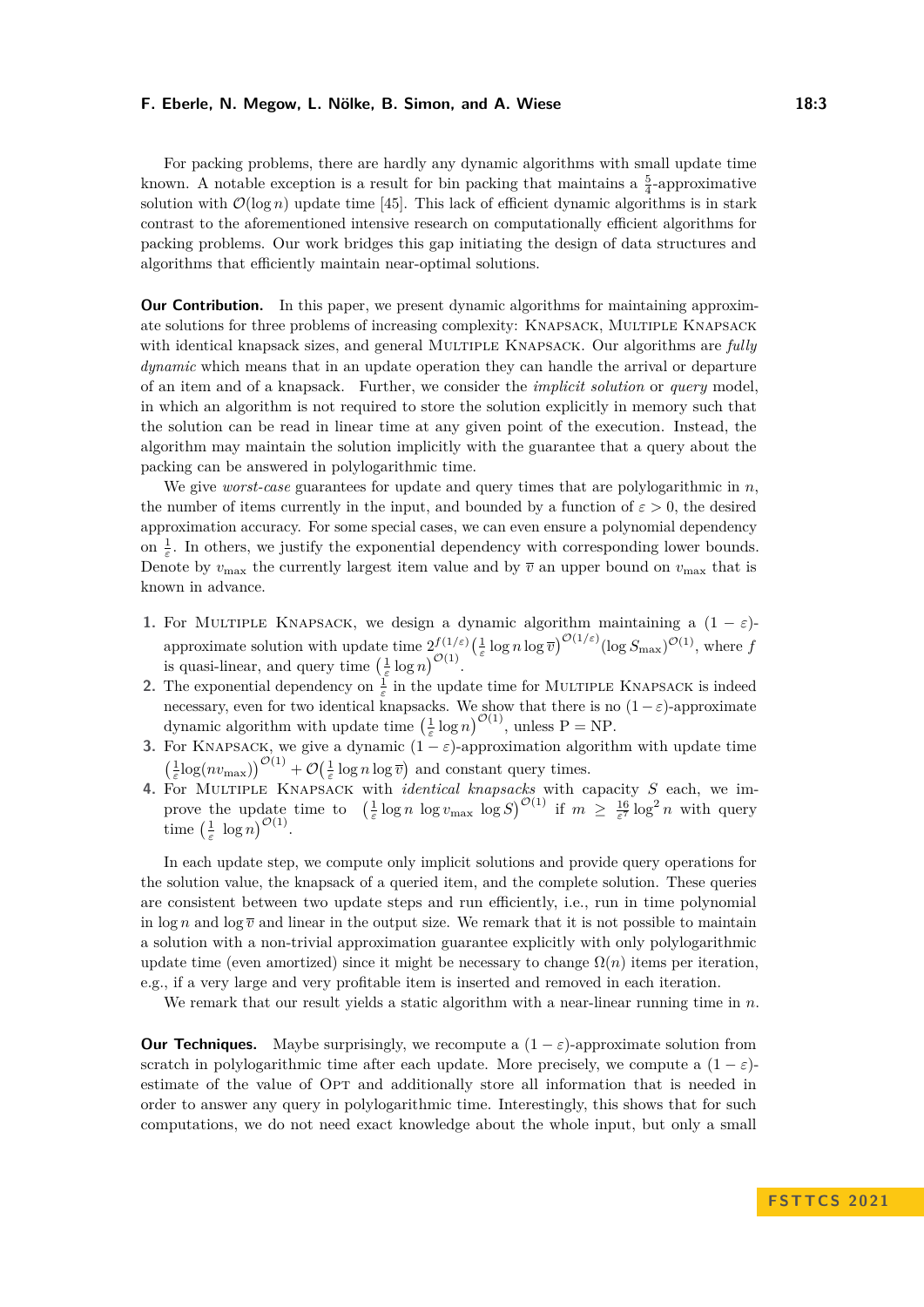For packing problems, there are hardly any dynamic algorithms with small update time known. A notable exception is a result for bin packing that maintains a $\frac{5}{4}$-approximative solution with $\mathcal{O}(\log n)$ update time [45]. This lack of efficient dynamic algorithms is in stark contrast to the aforementioned intensive research on computationally efficient algorithms for packing problems. Our work bridges this gap initiating the design of data structures and algorithms that efficiently maintain near-optimal solutions.

**Our Contribution.** In this paper, we present dynamic algorithms for maintaining approximate solutions for three problems of increasing complexity: Knapsack, Multiple Knapsack with identical knapsack sizes, and general Multiple Knapsack. Our algorithms are *fully dynamic* which means that in an update operation they can handle the arrival or departure of an item and of a knapsack. Further, we consider the *implicit solution* or *query* model, in which an algorithm is not required to store the solution explicitly in memory such that the solution can be read in linear time at any given point of the execution. Instead, the algorithm may maintain the solution implicitly with the guarantee that a query about the packing can be answered in polylogarithmic time.

We give *worst-case* guarantees for update and query times that are polylogarithmic in $n$, the number of items currently in the input, and bounded by a function of $\varepsilon > 0$, the desired approximation accuracy. For some special cases, we can even ensure a polynomial dependency on $\frac{1}{\varepsilon}$. In others, we justify the exponential dependency with corresponding lower bounds. Denote by $v_{\max}$ the currently largest item value and by $\overline{v}$ an upper bound on $v_{\max}$ that is known in advance.

1. For Multiple Knapsack, we design a dynamic algorithm maintaining a $(1-\varepsilon)$-approximate solution with update time $2^{f(1/\varepsilon)}\left(\frac{1}{\varepsilon}\log n \log \overline{v}\right)^{\mathcal{O}(1/\varepsilon)}(\log S_{\max})^{\mathcal{O}(1)}$, where $f$ is quasi-linear, and query time $\left(\frac{1}{\varepsilon}\log n\right)^{\mathcal{O}(1)}$.
2. The exponential dependency on $\frac{1}{\varepsilon}$ in the update time for Multiple Knapsack is indeed necessary, even for two identical knapsacks. We show that there is no $(1-\varepsilon)$-approximate dynamic algorithm with update time $\left(\frac{1}{\varepsilon}\log n\right)^{\mathcal{O}(1)}$, unless $\mathrm{P} = \mathrm{NP}$.
3. For Knapsack, we give a dynamic $(1-\varepsilon)$-approximation algorithm with update time $\left(\frac{1}{\varepsilon}\log(nv_{\max})\right)^{\mathcal{O}(1)} + \mathcal{O}\left(\frac{1}{\varepsilon}\log n \log \overline{v}\right)$ and constant query times.
4. For Multiple Knapsack with *identical knapsacks* with capacity $S$ each, we improve the update time to $\left(\frac{1}{\varepsilon}\log n\ \log v_{\max}\ \log S\right)^{\mathcal{O}(1)}$ if $m \geq \frac{16}{\varepsilon^7}\log^2 n$ with query time $\left(\frac{1}{\varepsilon}\ \log n\right)^{\mathcal{O}(1)}$.

In each update step, we compute only implicit solutions and provide query operations for the solution value, the knapsack of a queried item, and the complete solution. These queries are consistent between two update steps and run efficiently, i.e., run in time polynomial in $\log n$ and $\log \overline{v}$ and linear in the output size. We remark that it is not possible to maintain a solution with a non-trivial approximation guarantee explicitly with only polylogarithmic update time (even amortized) since it might be necessary to change $\Omega(n)$ items per iteration, e.g., if a very large and very profitable item is inserted and removed in each iteration.

We remark that our result yields a static algorithm with a near-linear running time in $n$.

**Our Techniques.** Maybe surprisingly, we recompute a $(1-\varepsilon)$-approximate solution from scratch in polylogarithmic time after each update. More precisely, we compute a $(1-\varepsilon)$-estimate of the value of Opt and additionally store all information that is needed in order to answer any query in polylogarithmic time. Interestingly, this shows that for such computations, we do not need exact knowledge about the whole input, but only a small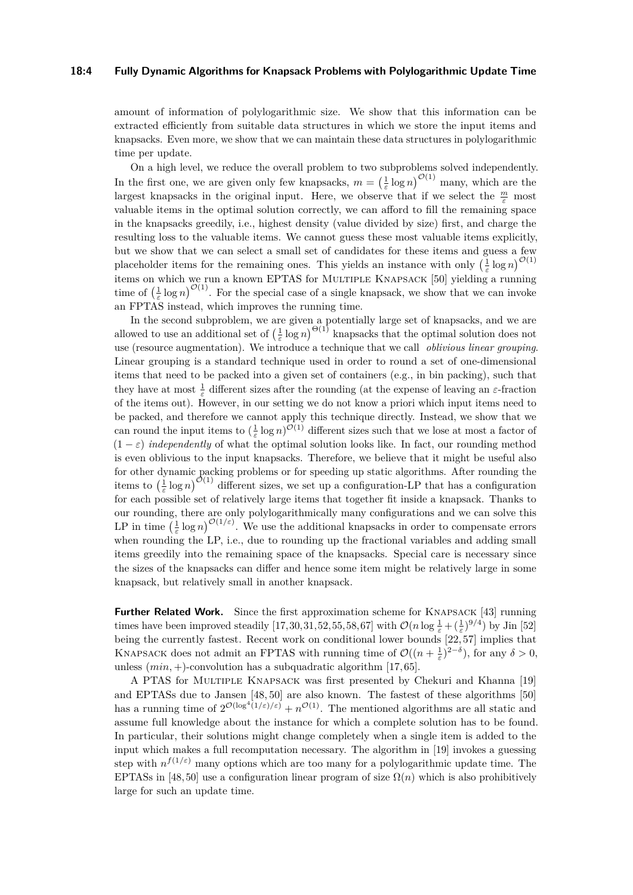amount of information of polylogarithmic size. We show that this information can be extracted efficiently from suitable data structures in which we store the input items and knapsacks. Even more, we show that we can maintain these data structures in polylogarithmic time per update.

On a high level, we reduce the overall problem to two subproblems solved independently. In the first one, we are given only few knapsacks, $m = \left(\frac{1}{\varepsilon}\log n\right)^{\mathcal{O}(1)}$ many, which are the largest knapsacks in the original input. Here, we observe that if we select the $\frac{m}{\varepsilon}$ most valuable items in the optimal solution correctly, we can afford to fill the remaining space in the knapsacks greedily, i.e., highest density (value divided by size) first, and charge the resulting loss to the valuable items. We cannot guess these most valuable items explicitly, but we show that we can select a small set of candidates for these items and guess a few placeholder items for the remaining ones. This yields an instance with only $\left(\frac{1}{\varepsilon}\log n\right)^{\mathcal{O}(1)}$ items on which we run a known EPTAS for Multiple Knapsack [50] yielding a running time of $\left(\frac{1}{\varepsilon}\log n\right)^{\mathcal{O}(1)}$. For the special case of a single knapsack, we show that we can invoke an FPTAS instead, which improves the running time.

In the second subproblem, we are given a potentially large set of knapsacks, and we are allowed to use an additional set of $\left(\frac{1}{\varepsilon}\log n\right)^{\Theta(1)}$ knapsacks that the optimal solution does not use (resource augmentation). We introduce a technique that we call *oblivious linear grouping*. Linear grouping is a standard technique used in order to round a set of one-dimensional items that need to be packed into a given set of containers (e.g., in bin packing), such that they have at most $\frac{1}{\varepsilon}$ different sizes after the rounding (at the expense of leaving an $\varepsilon$-fraction of the items out). However, in our setting we do not know a priori which input items need to be packed, and therefore we cannot apply this technique directly. Instead, we show that we can round the input items to $(\frac{1}{\varepsilon}\log n)^{\mathcal{O}(1)}$ different sizes such that we lose at most a factor of $(1-\varepsilon)$ *independently* of what the optimal solution looks like. In fact, our rounding method is even oblivious to the input knapsacks. Therefore, we believe that it might be useful also for other dynamic packing problems or for speeding up static algorithms. After rounding the items to $\left(\frac{1}{\varepsilon}\log n\right)^{\mathcal{O}(1)}$ different sizes, we set up a configuration-LP that has a configuration for each possible set of relatively large items that together fit inside a knapsack. Thanks to our rounding, there are only polylogarithmically many configurations and we can solve this LP in time $\left(\frac{1}{\varepsilon}\log n\right)^{\mathcal{O}(1/\varepsilon)}$. We use the additional knapsacks in order to compensate errors when rounding the LP, i.e., due to rounding up the fractional variables and adding small items greedily into the remaining space of the knapsacks. Special care is necessary since the sizes of the knapsacks can differ and hence some item might be relatively large in some knapsack, but relatively small in another knapsack.

**Further Related Work.** Since the first approximation scheme for Knapsack [43] running times have been improved steadily [17,30,31,52,55,58,67] with $\mathcal{O}(n\log\frac{1}{\varepsilon}+(\frac{1}{\varepsilon})^{9/4})$ by Jin [52] being the currently fastest. Recent work on conditional lower bounds [22,57] implies that Knapsack does not admit an FPTAS with running time of $\mathcal{O}((n+\frac{1}{\varepsilon})^{2-\delta})$, for any $\delta > 0$, unless $(min,+)$-convolution has a subquadratic algorithm [17,65].

A PTAS for Multiple Knapsack was first presented by Chekuri and Khanna [19] and EPTASs due to Jansen [48,50] are also known. The fastest of these algorithms [50] has a running time of $2^{\mathcal{O}(\log^4(1/\varepsilon)/\varepsilon)} + n^{\mathcal{O}(1)}$. The mentioned algorithms are all static and assume full knowledge about the instance for which a complete solution has to be found. In particular, their solutions might change completely when a single item is added to the input which makes a full recomputation necessary. The algorithm in [19] invokes a guessing step with $n^{f(1/\varepsilon)}$ many options which are too many for a polylogarithmic update time. The EPTASs in [48,50] use a configuration linear program of size $\Omega(n)$ which is also prohibitively large for such an update time.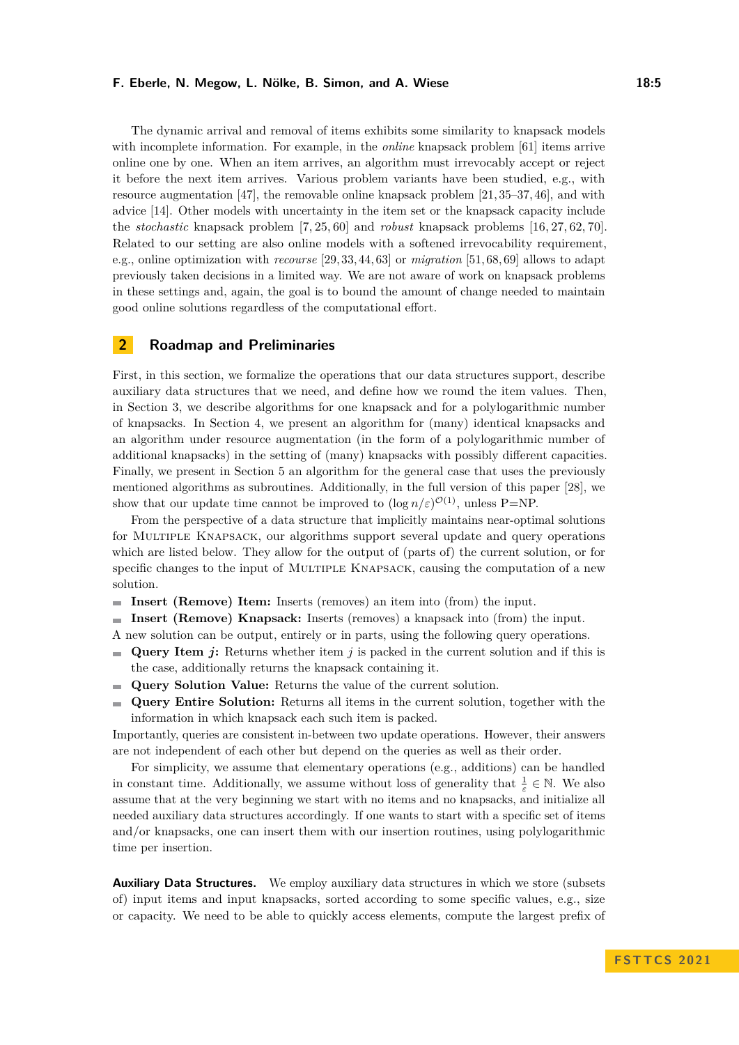The dynamic arrival and removal of items exhibits some similarity to knapsack models with incomplete information. For example, in the *online* knapsack problem [61] items arrive online one by one. When an item arrives, an algorithm must irrevocably accept or reject it before the next item arrives. Various problem variants have been studied, e.g., with resource augmentation [47], the removable online knapsack problem [21, 35–37, 46], and with advice [14]. Other models with uncertainty in the item set or the knapsack capacity include the *stochastic* knapsack problem [7, 25, 60] and *robust* knapsack problems [16, 27, 62, 70]. Related to our setting are also online models with a softened irrevocability requirement, e.g., online optimization with *recourse* [29, 33, 44, 63] or *migration* [51, 68, 69] allows to adapt previously taken decisions in a limited way. We are not aware of work on knapsack problems in these settings and, again, the goal is to bound the amount of change needed to maintain good online solutions regardless of the computational effort.

## 2 Roadmap and Preliminaries

First, in this section, we formalize the operations that our data structures support, describe auxiliary data structures that we need, and define how we round the item values. Then, in Section 3, we describe algorithms for one knapsack and for a polylogarithmic number of knapsacks. In Section 4, we present an algorithm for (many) identical knapsacks and an algorithm under resource augmentation (in the form of a polylogarithmic number of additional knapsacks) in the setting of (many) knapsacks with possibly different capacities. Finally, we present in Section 5 an algorithm for the general case that uses the previously mentioned algorithms as subroutines. Additionally, in the full version of this paper [28], we show that our update time cannot be improved to $(\log n/\varepsilon)^{\mathcal{O}(1)}$, unless P=NP.

From the perspective of a data structure that implicitly maintains near-optimal solutions for Multiple Knapsack, our algorithms support several update and query operations which are listed below. They allow for the output of (parts of) the current solution, or for specific changes to the input of Multiple Knapsack, causing the computation of a new solution.

- **Insert (Remove) Item:** Inserts (removes) an item into (from) the input.
- **Insert (Remove) Knapsack:** Inserts (removes) a knapsack into (from) the input.

A new solution can be output, entirely or in parts, using the following query operations.

- **Query Item $j$:** Returns whether item $j$ is packed in the current solution and if this is the case, additionally returns the knapsack containing it.
- **Query Solution Value:** Returns the value of the current solution.
- **Query Entire Solution:** Returns all items in the current solution, together with the information in which knapsack each such item is packed.

Importantly, queries are consistent in-between two update operations. However, their answers are not independent of each other but depend on the queries as well as their order.

For simplicity, we assume that elementary operations (e.g., additions) can be handled in constant time. Additionally, we assume without loss of generality that $\frac{1}{\varepsilon} \in \mathbb{N}$. We also assume that at the very beginning we start with no items and no knapsacks, and initialize all needed auxiliary data structures accordingly. If one wants to start with a specific set of items and/or knapsacks, one can insert them with our insertion routines, using polylogarithmic time per insertion.

**Auxiliary Data Structures.** We employ auxiliary data structures in which we store (subsets of) input items and input knapsacks, sorted according to some specific values, e.g., size or capacity. We need to be able to quickly access elements, compute the largest prefix of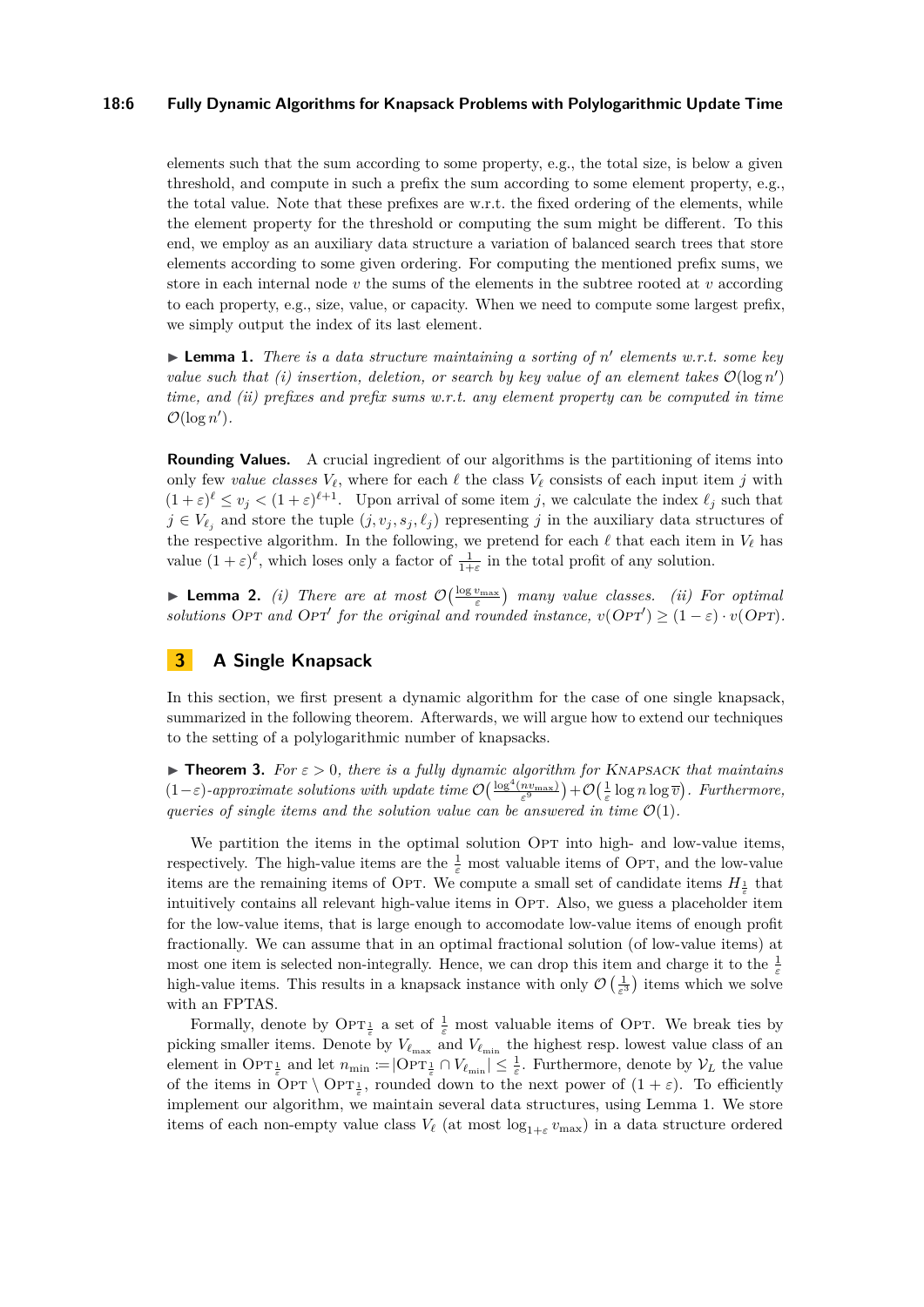elements such that the sum according to some property, e.g., the total size, is below a given threshold, and compute in such a prefix the sum according to some element property, e.g., the total value. Note that these prefixes are w.r.t. the fixed ordering of the elements, while the element property for the threshold or computing the sum might be different. To this end, we employ as an auxiliary data structure a variation of balanced search trees that store elements according to some given ordering. For computing the mentioned prefix sums, we store in each internal node $v$ the sums of the elements in the subtree rooted at $v$ according to each property, e.g., size, value, or capacity. When we need to compute some largest prefix, we simply output the index of its last element.

▶ **Lemma 1.** *There is a data structure maintaining a sorting of $n'$ elements w.r.t. some key value such that (i) insertion, deletion, or search by key value of an element takes $\mathcal{O}(\log n')$ time, and (ii) prefixes and prefix sums w.r.t. any element property can be computed in time $\mathcal{O}(\log n')$.*

**Rounding Values.** A crucial ingredient of our algorithms is the partitioning of items into only few *value classes* $V_\ell$, where for each $\ell$ the class $V_\ell$ consists of each input item $j$ with $(1+\varepsilon)^\ell \leq v_j < (1+\varepsilon)^{\ell+1}$. Upon arrival of some item $j$, we calculate the index $\ell_j$ such that $j \in V_{\ell_j}$ and store the tuple $(j, v_j, s_j, \ell_j)$ representing $j$ in the auxiliary data structures of the respective algorithm. In the following, we pretend for each $\ell$ that each item in $V_\ell$ has value $(1+\varepsilon)^\ell$, which loses only a factor of $\frac{1}{1+\varepsilon}$ in the total profit of any solution.

▶ **Lemma 2.** *(i) There are at most $\mathcal{O}\big(\frac{\log v_{\max}}{\varepsilon}\big)$ many value classes. (ii) For optimal solutions* OPT *and* OPT′ *for the original and rounded instance, $v(\text{OPT}') \geq (1-\varepsilon)\cdot v(\text{OPT})$.*

## 3 A Single Knapsack

In this section, we first present a dynamic algorithm for the case of one single knapsack, summarized in the following theorem. Afterwards, we will argue how to extend our techniques to the setting of a polylogarithmic number of knapsacks.

▶ **Theorem 3.** *For $\varepsilon > 0$, there is a fully dynamic algorithm for* KNAPSACK *that maintains $(1-\varepsilon)$-approximate solutions with update time $\mathcal{O}\big(\frac{\log^4(nv_{\max})}{\varepsilon^9}\big) + \mathcal{O}\big(\frac{1}{\varepsilon}\log n \log \overline{v}\big)$. Furthermore, queries of single items and the solution value can be answered in time $\mathcal{O}(1)$.*

We partition the items in the optimal solution OPT into high- and low-value items, respectively. The high-value items are the $\frac{1}{\varepsilon}$ most valuable items of OPT, and the low-value items are the remaining items of OPT. We compute a small set of candidate items $H_{\frac{1}{\varepsilon}}$ that intuitively contains all relevant high-value items in OPT. Also, we guess a placeholder item for the low-value items, that is large enough to accomodate low-value items of enough profit fractionally. We can assume that in an optimal fractional solution (of low-value items) at most one item is selected non-integrally. Hence, we can drop this item and charge it to the $\frac{1}{\varepsilon}$ high-value items. This results in a knapsack instance with only $\mathcal{O}\left(\frac{1}{\varepsilon^3}\right)$ items which we solve with an FPTAS.

Formally, denote by $\text{OPT}_{\frac{1}{\varepsilon}}$ a set of $\frac{1}{\varepsilon}$ most valuable items of OPT. We break ties by picking smaller items. Denote by $V_{\ell_{\max}}$ and $V_{\ell_{\min}}$ the highest resp. lowest value class of an element in $\text{OPT}_{\frac{1}{\varepsilon}}$ and let $n_{\min} := |\text{OPT}_{\frac{1}{\varepsilon}} \cap V_{\ell_{\min}}| \leq \frac{1}{\varepsilon}$. Furthermore, denote by $\mathcal{V}_L$ the value of the items in $\text{OPT} \setminus \text{OPT}_{\frac{1}{\varepsilon}}$, rounded down to the next power of $(1+\varepsilon)$. To efficiently implement our algorithm, we maintain several data structures, using Lemma 1. We store items of each non-empty value class $V_\ell$ (at most $\log_{1+\varepsilon} v_{\max}$) in a data structure ordered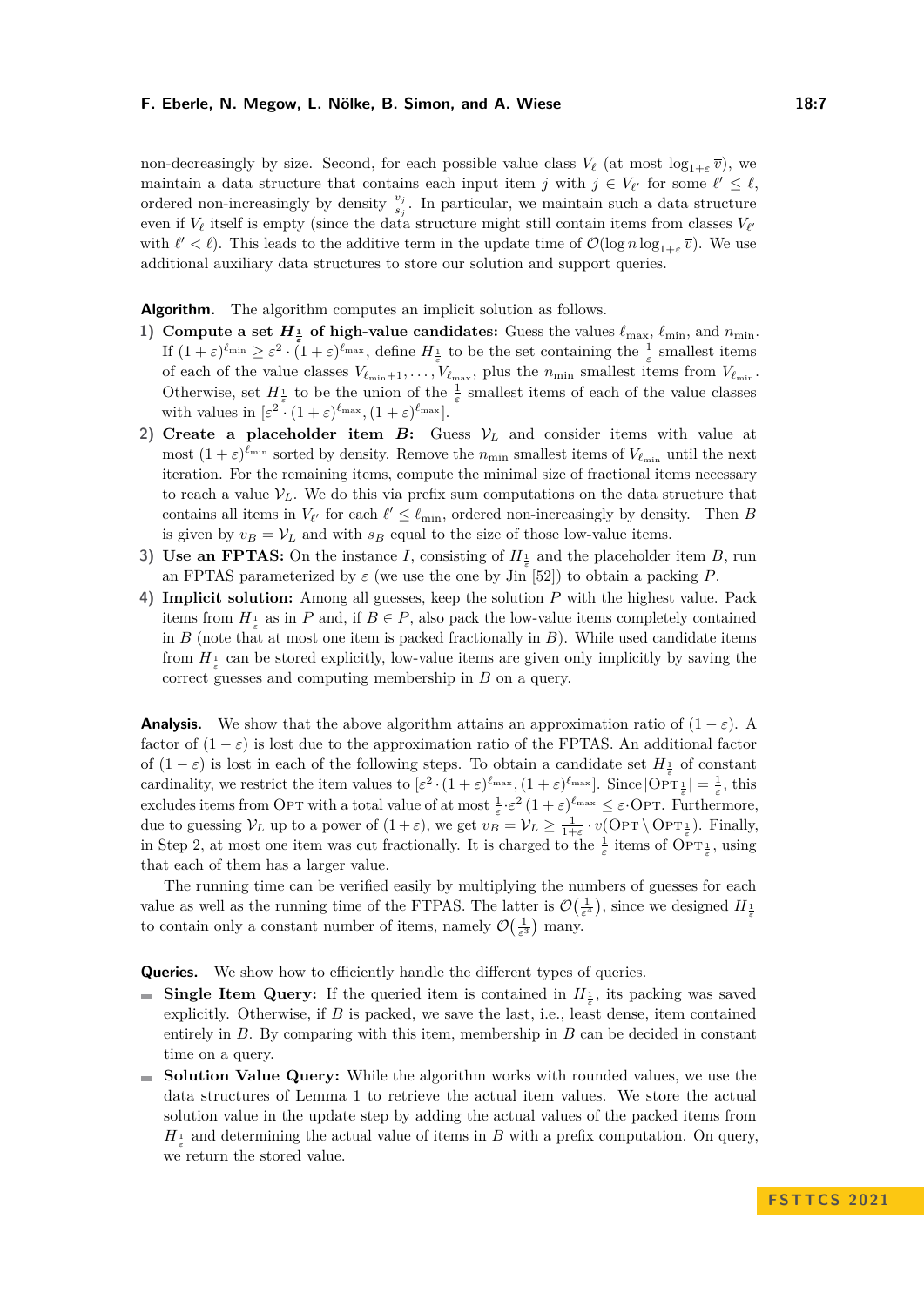non-decreasingly by size. Second, for each possible value class $V_\ell$ (at most $\log_{1+\varepsilon} \overline{v}$), we maintain a data structure that contains each input item $j$ with $j \in V_{\ell'}$ for some $\ell' \leq \ell$, ordered non-increasingly by density $\frac{v_j}{s_j}$. In particular, we maintain such a data structure even if $V_\ell$ itself is empty (since the data structure might still contain items from classes $V_{\ell'}$ with $\ell' < \ell$). This leads to the additive term in the update time of $\mathcal{O}(\log n \log_{1+\varepsilon} \overline{v})$. We use additional auxiliary data structures to store our solution and support queries.

**Algorithm.** The algorithm computes an implicit solution as follows.

1) **Compute a set $H_{\frac{1}{\varepsilon}}$ of high-value candidates:** Guess the values $\ell_{\max}$, $\ell_{\min}$, and $n_{\min}$. If $(1+\varepsilon)^{\ell_{\min}} \geq \varepsilon^2 \cdot (1+\varepsilon)^{\ell_{\max}}$, define $H_{\frac{1}{\varepsilon}}$ to be the set containing the $\frac{1}{\varepsilon}$ smallest items of each of the value classes $V_{\ell_{\min}+1}, \ldots, V_{\ell_{\max}}$, plus the $n_{\min}$ smallest items from $V_{\ell_{\min}}$. Otherwise, set $H_{\frac{1}{\varepsilon}}$ to be the union of the $\frac{1}{\varepsilon}$ smallest items of each of the value classes with values in $[\varepsilon^2 \cdot (1+\varepsilon)^{\ell_{\max}}, (1+\varepsilon)^{\ell_{\max}}]$.
2) **Create a placeholder item $B$:** Guess $\mathcal{V}_L$ and consider items with value at most $(1+\varepsilon)^{\ell_{\min}}$ sorted by density. Remove the $n_{\min}$ smallest items of $V_{\ell_{\min}}$ until the next iteration. For the remaining items, compute the minimal size of fractional items necessary to reach a value $\mathcal{V}_L$. We do this via prefix sum computations on the data structure that contains all items in $V_{\ell'}$ for each $\ell' \leq \ell_{\min}$, ordered non-increasingly by density. Then $B$ is given by $v_B = \mathcal{V}_L$ and with $s_B$ equal to the size of those low-value items.
3) **Use an FPTAS:** On the instance $I$, consisting of $H_{\frac{1}{\varepsilon}}$ and the placeholder item $B$, run an FPTAS parameterized by $\varepsilon$ (we use the one by Jin [52]) to obtain a packing $P$.
4) **Implicit solution:** Among all guesses, keep the solution $P$ with the highest value. Pack items from $H_{\frac{1}{\varepsilon}}$ as in $P$ and, if $B \in P$, also pack the low-value items completely contained in $B$ (note that at most one item is packed fractionally in $B$). While used candidate items from $H_{\frac{1}{\varepsilon}}$ can be stored explicitly, low-value items are given only implicitly by saving the correct guesses and computing membership in $B$ on a query.

**Analysis.** We show that the above algorithm attains an approximation ratio of $(1-\varepsilon)$. A factor of $(1-\varepsilon)$ is lost due to the approximation ratio of the FPTAS. An additional factor of $(1-\varepsilon)$ is lost in each of the following steps. To obtain a candidate set $H_{\frac{1}{\varepsilon}}$ of constant cardinality, we restrict the item values to $[\varepsilon^2 \cdot (1+\varepsilon)^{\ell_{\max}}, (1+\varepsilon)^{\ell_{\max}}]$. Since $|\text{OPT}_{\frac{1}{\varepsilon}}| = \frac{1}{\varepsilon}$, this excludes items from OPT with a total value of at most $\frac{1}{\varepsilon} \cdot \varepsilon^2 (1+\varepsilon)^{\ell_{\max}} \leq \varepsilon \cdot \text{OPT}$. Furthermore, due to guessing $\mathcal{V}_L$ up to a power of $(1+\varepsilon)$, we get $v_B = \mathcal{V}_L \geq \frac{1}{1+\varepsilon} \cdot v(\text{OPT} \setminus \text{OPT}_{\frac{1}{\varepsilon}})$. Finally, in Step 2, at most one item was cut fractionally. It is charged to the $\frac{1}{\varepsilon}$ items of $\text{OPT}_{\frac{1}{\varepsilon}}$, using that each of them has a larger value.

The running time can be verified easily by multiplying the numbers of guesses for each value as well as the running time of the FTPAS. The latter is $\mathcal{O}\left(\frac{1}{\varepsilon^4}\right)$, since we designed $H_{\frac{1}{\varepsilon}}$ to contain only a constant number of items, namely $\mathcal{O}\left(\frac{1}{\varepsilon^3}\right)$ many.

**Queries.** We show how to efficiently handle the different types of queries.

- **Single Item Query:** If the queried item is contained in $H_{\frac{1}{\varepsilon}}$, its packing was saved explicitly. Otherwise, if $B$ is packed, we save the last, i.e., least dense, item contained entirely in $B$. By comparing with this item, membership in $B$ can be decided in constant time on a query.
- **Solution Value Query:** While the algorithm works with rounded values, we use the data structures of Lemma 1 to retrieve the actual item values. We store the actual solution value in the update step by adding the actual values of the packed items from $H_{\frac{1}{\varepsilon}}$ and determining the actual value of items in $B$ with a prefix computation. On query, we return the stored value.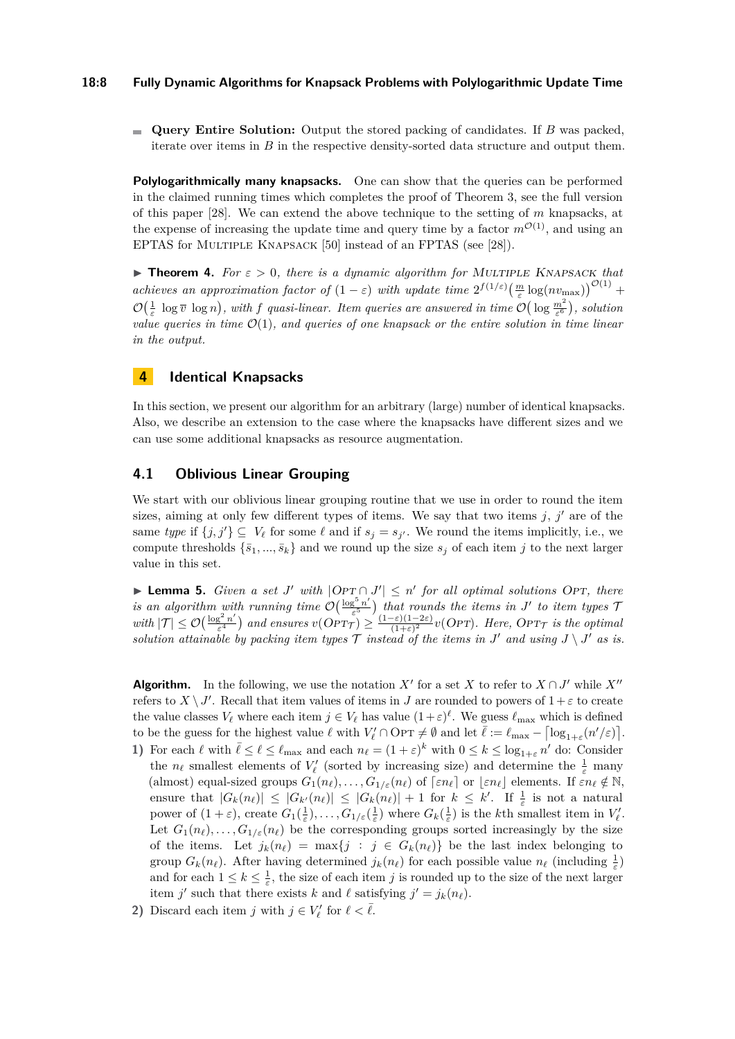- **Query Entire Solution:** Output the stored packing of candidates. If $B$ was packed, iterate over items in $B$ in the respective density-sorted data structure and output them.

**Polylogarithmically many knapsacks.** One can show that the queries can be performed in the claimed running times which completes the proof of Theorem 3, see the full version of this paper [28]. We can extend the above technique to the setting of $m$ knapsacks, at the expense of increasing the update time and query time by a factor $m^{\mathcal{O}(1)}$, and using an EPTAS for Multiple Knapsack [50] instead of an FPTAS (see [28]).

▶ **Theorem 4.** *For $\varepsilon > 0$, there is a dynamic algorithm for Multiple Knapsack that achieves an approximation factor of $(1-\varepsilon)$ with update time $2^{f(1/\varepsilon)}\left(\frac{m}{\varepsilon}\log(nv_{\max})\right)^{\mathcal{O}(1)} + \mathcal{O}\left(\frac{1}{\varepsilon}\log\overline{v}\log n\right)$, with $f$ quasi-linear. Item queries are answered in time $\mathcal{O}\left(\log\frac{m^2}{\varepsilon^6}\right)$, solution value queries in time $\mathcal{O}(1)$, and queries of one knapsack or the entire solution in time linear in the output.*

## 4 Identical Knapsacks

In this section, we present our algorithm for an arbitrary (large) number of identical knapsacks. Also, we describe an extension to the case where the knapsacks have different sizes and we can use some additional knapsacks as resource augmentation.

### 4.1 Oblivious Linear Grouping

We start with our oblivious linear grouping routine that we use in order to round the item sizes, aiming at only few different types of items. We say that two items $j$, $j'$ are of the same *type* if $\{j,j'\} \subseteq V_\ell$ for some $\ell$ and if $s_j = s_{j'}$. We round the items implicitly, i.e., we compute thresholds $\{\bar{s}_1,\dots,\bar{s}_k\}$ and we round up the size $s_j$ of each item $j$ to the next larger value in this set.

▶ **Lemma 5.** *Given a set $J'$ with $|\mathrm{OPT}\cap J'| \le n'$ for all optimal solutions $\mathrm{OPT}$, there is an algorithm with running time $\mathcal{O}\left(\frac{\log^5 n'}{\varepsilon^5}\right)$ that rounds the items in $J'$ to item types $\mathcal{T}$ with $|\mathcal{T}| \le \mathcal{O}\left(\frac{\log^2 n'}{\varepsilon^4}\right)$ and ensures $v(\mathrm{OPT}_{\mathcal{T}}) \ge \frac{(1-\varepsilon)(1-2\varepsilon)}{(1+\varepsilon)^2}v(\mathrm{OPT})$. Here, $\mathrm{OPT}_{\mathcal{T}}$ is the optimal solution attainable by packing item types $\mathcal{T}$ instead of the items in $J'$ and using $J \setminus J'$ as is.*

**Algorithm.** In the following, we use the notation $X'$ for a set $X$ to refer to $X \cap J'$ while $X''$ refers to $X \setminus J'$. Recall that item values of items in $J$ are rounded to powers of $1+\varepsilon$ to create the value classes $V_\ell$ where each item $j \in V_\ell$ has value $(1+\varepsilon)^\ell$. We guess $\ell_{\max}$ which is defined to be the guess for the highest value $\ell$ with $V'_\ell \cap \mathrm{OPT} \neq \emptyset$ and let $\bar{\ell} := \ell_{\max} - \lceil \log_{1+\varepsilon}(n'/\varepsilon)\rceil$.

1) For each $\ell$ with $\bar{\ell} \le \ell \le \ell_{\max}$ and each $n_\ell = (1+\varepsilon)^k$ with $0 \le k \le \log_{1+\varepsilon} n'$ do: Consider the $n_\ell$ smallest elements of $V'_\ell$ (sorted by increasing size) and determine the $\frac{1}{\varepsilon}$ many (almost) equal-sized groups $G_1(n_\ell),\dots,G_{1/\varepsilon}(n_\ell)$ of $\lceil \varepsilon n_\ell \rceil$ or $\lfloor \varepsilon n_\ell \rfloor$ elements. If $\varepsilon n_\ell \notin \mathbb{N}$, ensure that $|G_k(n_\ell)| \le |G_{k'}(n_\ell)| \le |G_k(n_\ell)| + 1$ for $k \le k'$. If $\frac{1}{\varepsilon}$ is not a natural power of $(1+\varepsilon)$, create $G_1(\frac{1}{\varepsilon}),\dots,G_{1/\varepsilon}(\frac{1}{\varepsilon})$ where $G_k(\frac{1}{\varepsilon})$ is the $k$th smallest item in $V'_\ell$. Let $G_1(n_\ell),\dots,G_{1/\varepsilon}(n_\ell)$ be the corresponding groups sorted increasingly by the size of the items. Let $j_k(n_\ell) = \max\{j : j \in G_k(n_\ell)\}$ be the last index belonging to group $G_k(n_\ell)$. After having determined $j_k(n_\ell)$ for each possible value $n_\ell$ (including $\frac{1}{\varepsilon}$) and for each $1 \le k \le \frac{1}{\varepsilon}$, the size of each item $j$ is rounded up to the size of the next larger item $j'$ such that there exists $k$ and $\ell$ satisfying $j' = j_k(n_\ell)$.
2) Discard each item $j$ with $j \in V'_\ell$ for $\ell < \bar{\ell}$.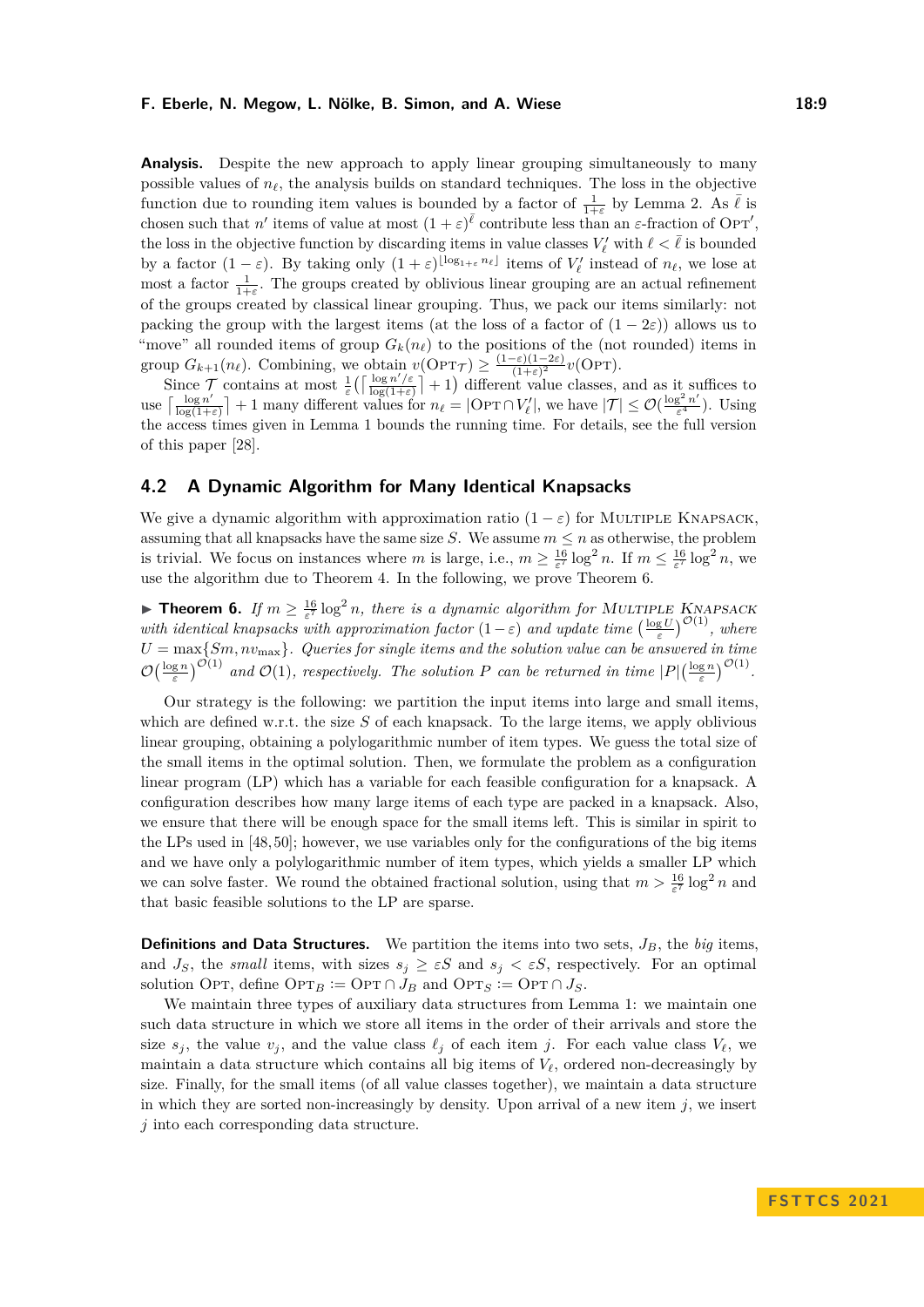**Analysis.** Despite the new approach to apply linear grouping simultaneously to many possible values of $n_\ell$, the analysis builds on standard techniques. The loss in the objective function due to rounding item values is bounded by a factor of $\frac{1}{1+\varepsilon}$ by Lemma 2. As $\bar{\ell}$ is chosen such that $n'$ items of value at most $(1+\varepsilon)^{\bar{\ell}}$ contribute less than an $\varepsilon$-fraction of $\text{OPT}'$, the loss in the objective function by discarding items in value classes $V'_\ell$ with $\ell < \bar{\ell}$ is bounded by a factor $(1-\varepsilon)$. By taking only $(1+\varepsilon)^{\lfloor \log_{1+\varepsilon} n_\ell \rfloor}$ items of $V'_\ell$ instead of $n_\ell$, we lose at most a factor $\frac{1}{1+\varepsilon}$. The groups created by oblivious linear grouping are an actual refinement of the groups created by classical linear grouping. Thus, we pack our items similarly: not packing the group with the largest items (at the loss of a factor of $(1-2\varepsilon)$) allows us to "move" all rounded items of group $G_k(n_\ell)$ to the positions of the (not rounded) items in group $G_{k+1}(n_\ell)$. Combining, we obtain $v(\text{OPT}_{\mathcal{T}}) \geq \frac{(1-\varepsilon)(1-2\varepsilon)}{(1+\varepsilon)^2} v(\text{OPT})$.

Since $\mathcal{T}$ contains at most $\frac{1}{\varepsilon}\left(\left\lceil \frac{\log n'/\varepsilon}{\log(1+\varepsilon)} \right\rceil + 1\right)$ different value classes, and as it suffices to use $\left\lceil \frac{\log n'}{\log(1+\varepsilon)} \right\rceil + 1$ many different values for $n_\ell = |\text{OPT} \cap V'_\ell|$, we have $|\mathcal{T}| \leq \mathcal{O}(\frac{\log^2 n'}{\varepsilon^4})$. Using the access times given in Lemma 1 bounds the running time. For details, see the full version of this paper [28].

## 4.2 A Dynamic Algorithm for Many Identical Knapsacks

We give a dynamic algorithm with approximation ratio $(1-\varepsilon)$ for MULTIPLE KNAPSACK, assuming that all knapsacks have the same size $S$. We assume $m \leq n$ as otherwise, the problem is trivial. We focus on instances where $m$ is large, i.e., $m \geq \frac{16}{\varepsilon^7} \log^2 n$. If $m \leq \frac{16}{\varepsilon^7} \log^2 n$, we use the algorithm due to Theorem 4. In the following, we prove Theorem 6.

▶ **Theorem 6.** *If $m \geq \frac{16}{\varepsilon^7} \log^2 n$, there is a dynamic algorithm for* MULTIPLE KNAPSACK *with identical knapsacks with approximation factor $(1-\varepsilon)$ and update time $\left(\frac{\log U}{\varepsilon}\right)^{\mathcal{O}(1)}$, where $U = \max\{Sm, nv_{\max}\}$. Queries for single items and the solution value can be answered in time $\mathcal{O}\left(\frac{\log n}{\varepsilon}\right)^{\mathcal{O}(1)}$ and $\mathcal{O}(1)$, respectively. The solution $P$ can be returned in time $|P|\left(\frac{\log n}{\varepsilon}\right)^{\mathcal{O}(1)}$.*

Our strategy is the following: we partition the input items into large and small items, which are defined w.r.t. the size $S$ of each knapsack. To the large items, we apply oblivious linear grouping, obtaining a polylogarithmic number of item types. We guess the total size of the small items in the optimal solution. Then, we formulate the problem as a configuration linear program (LP) which has a variable for each feasible configuration for a knapsack. A configuration describes how many large items of each type are packed in a knapsack. Also, we ensure that there will be enough space for the small items left. This is similar in spirit to the LPs used in [48,50]; however, we use variables only for the configurations of the big items and we have only a polylogarithmic number of item types, which yields a smaller LP which we can solve faster. We round the obtained fractional solution, using that $m > \frac{16}{\varepsilon^7} \log^2 n$ and that basic feasible solutions to the LP are sparse.

**Definitions and Data Structures.** We partition the items into two sets, $J_B$, the *big* items, and $J_S$, the *small* items, with sizes $s_j \geq \varepsilon S$ and $s_j < \varepsilon S$, respectively. For an optimal solution OPT, define $\text{OPT}_B := \text{OPT} \cap J_B$ and $\text{OPT}_S := \text{OPT} \cap J_S$.

We maintain three types of auxiliary data structures from Lemma 1: we maintain one such data structure in which we store all items in the order of their arrivals and store the size $s_j$, the value $v_j$, and the value class $\ell_j$ of each item $j$. For each value class $V_\ell$, we maintain a data structure which contains all big items of $V_\ell$, ordered non-decreasingly by size. Finally, for the small items (of all value classes together), we maintain a data structure in which they are sorted non-increasingly by density. Upon arrival of a new item $j$, we insert $j$ into each corresponding data structure.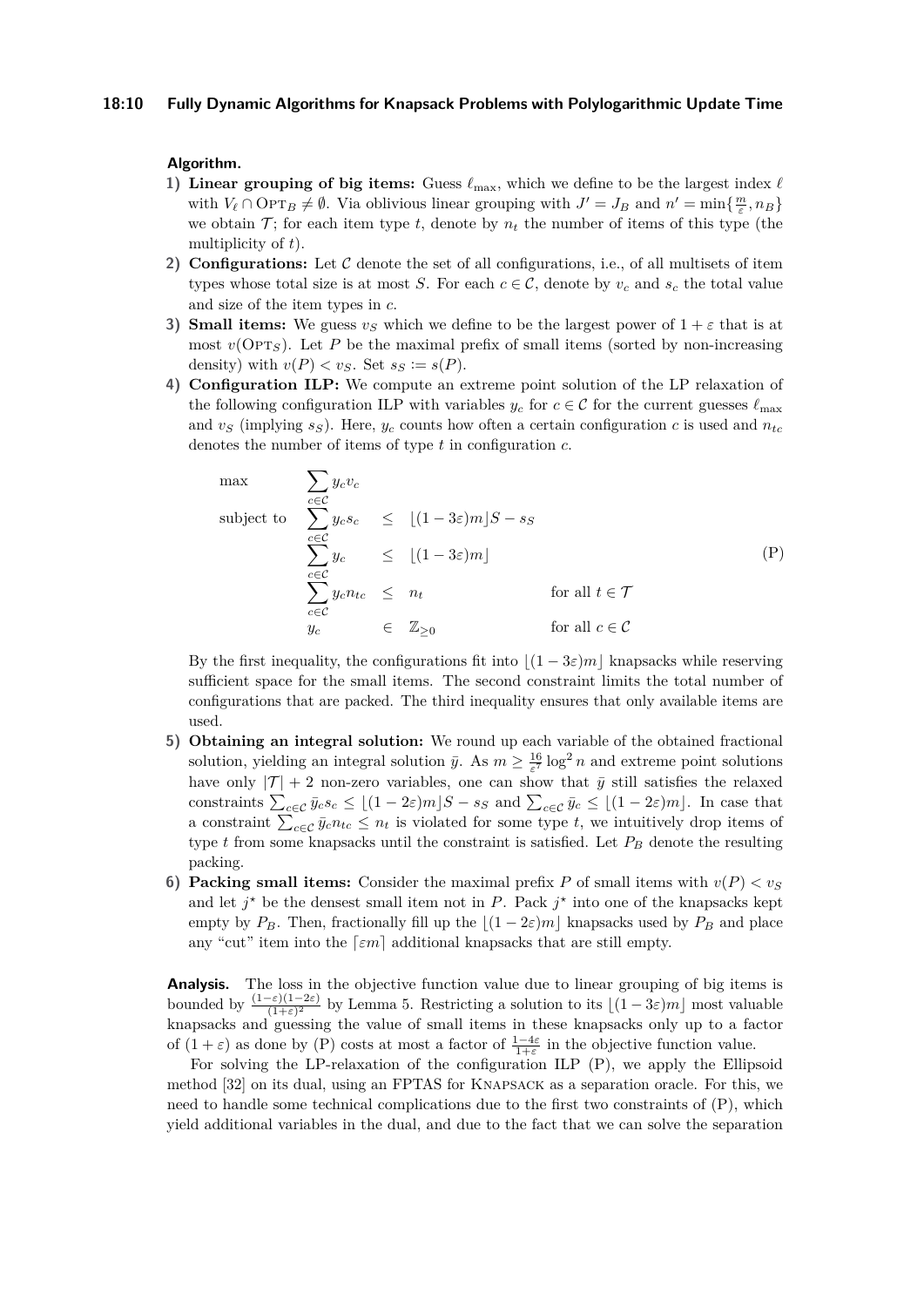**Algorithm.**

1) **Linear grouping of big items:** Guess $\ell_{\max}$, which we define to be the largest index $\ell$ with $V_\ell \cap \mathrm{OPT}_B \neq \emptyset$. Via oblivious linear grouping with $J' = J_B$ and $n' = \min\{\frac{m}{\varepsilon}, n_B\}$ we obtain $\mathcal{T}$; for each item type $t$, denote by $n_t$ the number of items of this type (the multiplicity of $t$).
2) **Configurations:** Let $\mathcal{C}$ denote the set of all configurations, i.e., of all multisets of item types whose total size is at most $S$. For each $c \in \mathcal{C}$, denote by $v_c$ and $s_c$ the total value and size of the item types in $c$.
3) **Small items:** We guess $v_S$ which we define to be the largest power of $1+\varepsilon$ that is at most $v(\mathrm{OPT}_S)$. Let $P$ be the maximal prefix of small items (sorted by non-increasing density) with $v(P) < v_S$. Set $s_S := s(P)$.
4) **Configuration ILP:** We compute an extreme point solution of the LP relaxation of the following configuration ILP with variables $y_c$ for $c \in \mathcal{C}$ for the current guesses $\ell_{\max}$ and $v_S$ (implying $s_S$). Here, $y_c$ counts how often a certain configuration $c$ is used and $n_{tc}$ denotes the number of items of type $t$ in configuration $c$.

$$
\begin{array}{lllll}
\max & \sum_{c\in\mathcal{C}} y_c v_c & & & \\
\text{subject to} & \sum_{c\in\mathcal{C}} y_c s_c & \leq & \lfloor (1-3\varepsilon)m \rfloor S - s_S & \\
& \sum_{c\in\mathcal{C}} y_c & \leq & \lfloor (1-3\varepsilon)m \rfloor & \\
& \sum_{c\in\mathcal{C}} y_c n_{tc} & \leq & n_t & \text{for all } t \in \mathcal{T} \\
& y_c & \in & \mathbb{Z}_{\geq 0} & \text{for all } c \in \mathcal{C}
\end{array} \tag{P}
$$

By the first inequality, the configurations fit into $\lfloor (1-3\varepsilon)m \rfloor$ knapsacks while reserving sufficient space for the small items. The second constraint limits the total number of configurations that are packed. The third inequality ensures that only available items are used.
5) **Obtaining an integral solution:** We round up each variable of the obtained fractional solution, yielding an integral solution $\bar{y}$. As $m \geq \frac{16}{\varepsilon^7} \log^2 n$ and extreme point solutions have only $|\mathcal{T}| + 2$ non-zero variables, one can show that $\bar{y}$ still satisfies the relaxed constraints $\sum_{c\in\mathcal{C}} \bar{y}_c s_c \leq \lfloor (1-2\varepsilon)m \rfloor S - s_S$ and $\sum_{c\in\mathcal{C}} \bar{y}_c \leq \lfloor (1-2\varepsilon)m \rfloor$. In case that a constraint $\sum_{c\in\mathcal{C}} \bar{y}_c n_{tc} \leq n_t$ is violated for some type $t$, we intuitively drop items of type $t$ from some knapsacks until the constraint is satisfied. Let $P_B$ denote the resulting packing.
6) **Packing small items:** Consider the maximal prefix $P$ of small items with $v(P) < v_S$ and let $j^\star$ be the densest small item not in $P$. Pack $j^\star$ into one of the knapsacks kept empty by $P_B$. Then, fractionally fill up the $\lfloor (1-2\varepsilon)m \rfloor$ knapsacks used by $P_B$ and place any "cut" item into the $\lceil \varepsilon m \rceil$ additional knapsacks that are still empty.

**Analysis.** The loss in the objective function value due to linear grouping of big items is bounded by $\frac{(1-\varepsilon)(1-2\varepsilon)}{(1+\varepsilon)^2}$ by Lemma 5. Restricting a solution to its $\lfloor (1-3\varepsilon)m \rfloor$ most valuable knapsacks and guessing the value of small items in these knapsacks only up to a factor of $(1+\varepsilon)$ as done by (P) costs at most a factor of $\frac{1-4\varepsilon}{1+\varepsilon}$ in the objective function value.

For solving the LP-relaxation of the configuration ILP (P), we apply the Ellipsoid method [32] on its dual, using an FPTAS for Knapsack as a separation oracle. For this, we need to handle some technical complications due to the first two constraints of (P), which yield additional variables in the dual, and due to the fact that we can solve the separation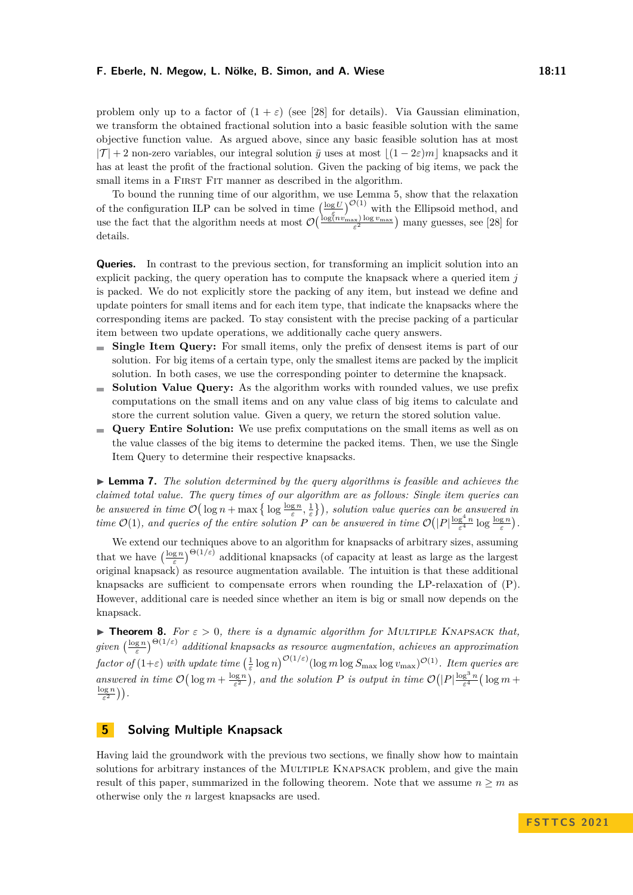problem only up to a factor of $(1+\varepsilon)$ (see [28] for details). Via Gaussian elimination, we transform the obtained fractional solution into a basic feasible solution with the same objective function value. As argued above, since any basic feasible solution has at most $|\mathcal{T}|+2$ non-zero variables, our integral solution $\bar{y}$ uses at most $\lfloor (1-2\varepsilon)m \rfloor$ knapsacks and it has at least the profit of the fractional solution. Given the packing of big items, we pack the small items in a First Fit manner as described in the algorithm.

To bound the running time of our algorithm, we use Lemma 5, show that the relaxation of the configuration ILP can be solved in time $\left(\frac{\log U}{\varepsilon}\right)^{\mathcal{O}(1)}$ with the Ellipsoid method, and use the fact that the algorithm needs at most $\mathcal{O}\left(\frac{\log(n v_{\max}) \log v_{\max}}{\varepsilon^2}\right)$ many guesses, see [28] for details.

**Queries.** In contrast to the previous section, for transforming an implicit solution into an explicit packing, the query operation has to compute the knapsack where a queried item $j$ is packed. We do not explicitly store the packing of any item, but instead we define and update pointers for small items and for each item type, that indicate the knapsacks where the corresponding items are packed. To stay consistent with the precise packing of a particular item between two update operations, we additionally cache query answers.

- **Single Item Query:** For small items, only the prefix of densest items is part of our solution. For big items of a certain type, only the smallest items are packed by the implicit solution. In both cases, we use the corresponding pointer to determine the knapsack.
- **Solution Value Query:** As the algorithm works with rounded values, we use prefix computations on the small items and on any value class of big items to calculate and store the current solution value. Given a query, we return the stored solution value.
- **Query Entire Solution:** We use prefix computations on the small items as well as on the value classes of the big items to determine the packed items. Then, we use the Single Item Query to determine their respective knapsacks.

▶ **Lemma 7.** *The solution determined by the query algorithms is feasible and achieves the claimed total value. The query times of our algorithm are as follows: Single item queries can be answered in time $\mathcal{O}\left(\log n + \max\left\{\log \frac{\log n}{\varepsilon}, \frac{1}{\varepsilon}\right\}\right)$, solution value queries can be answered in time $\mathcal{O}(1)$, and queries of the entire solution $P$ can be answered in time $\mathcal{O}\left(|P| \frac{\log^4 n}{\varepsilon^4} \log \frac{\log n}{\varepsilon}\right)$.*

We extend our techniques above to an algorithm for knapsacks of arbitrary sizes, assuming that we have $\left(\frac{\log n}{\varepsilon}\right)^{\Theta(1/\varepsilon)}$ additional knapsacks (of capacity at least as large as the largest original knapsack) as resource augmentation available. The intuition is that these additional knapsacks are sufficient to compensate errors when rounding the LP-relaxation of (P). However, additional care is needed since whether an item is big or small now depends on the knapsack.

▶ **Theorem 8.** *For $\varepsilon > 0$, there is a dynamic algorithm for Multiple Knapsack that, given $\left(\frac{\log n}{\varepsilon}\right)^{\Theta(1/\varepsilon)}$ additional knapsacks as resource augmentation, achieves an approximation factor of $(1+\varepsilon)$ with update time $\left(\frac{1}{\varepsilon}\log n\right)^{\mathcal{O}(1/\varepsilon)} (\log m \log S_{\max} \log v_{\max})^{\mathcal{O}(1)}$. Item queries are answered in time $\mathcal{O}\left(\log m + \frac{\log n}{\varepsilon^2}\right)$, and the solution $P$ is output in time $\mathcal{O}\left(|P| \frac{\log^3 n}{\varepsilon^4}\left(\log m + \frac{\log n}{\varepsilon^2}\right)\right)$.*

## 5 Solving Multiple Knapsack

Having laid the groundwork with the previous two sections, we finally show how to maintain solutions for arbitrary instances of the Multiple Knapsack problem, and give the main result of this paper, summarized in the following theorem. Note that we assume $n \geq m$ as otherwise only the $n$ largest knapsacks are used.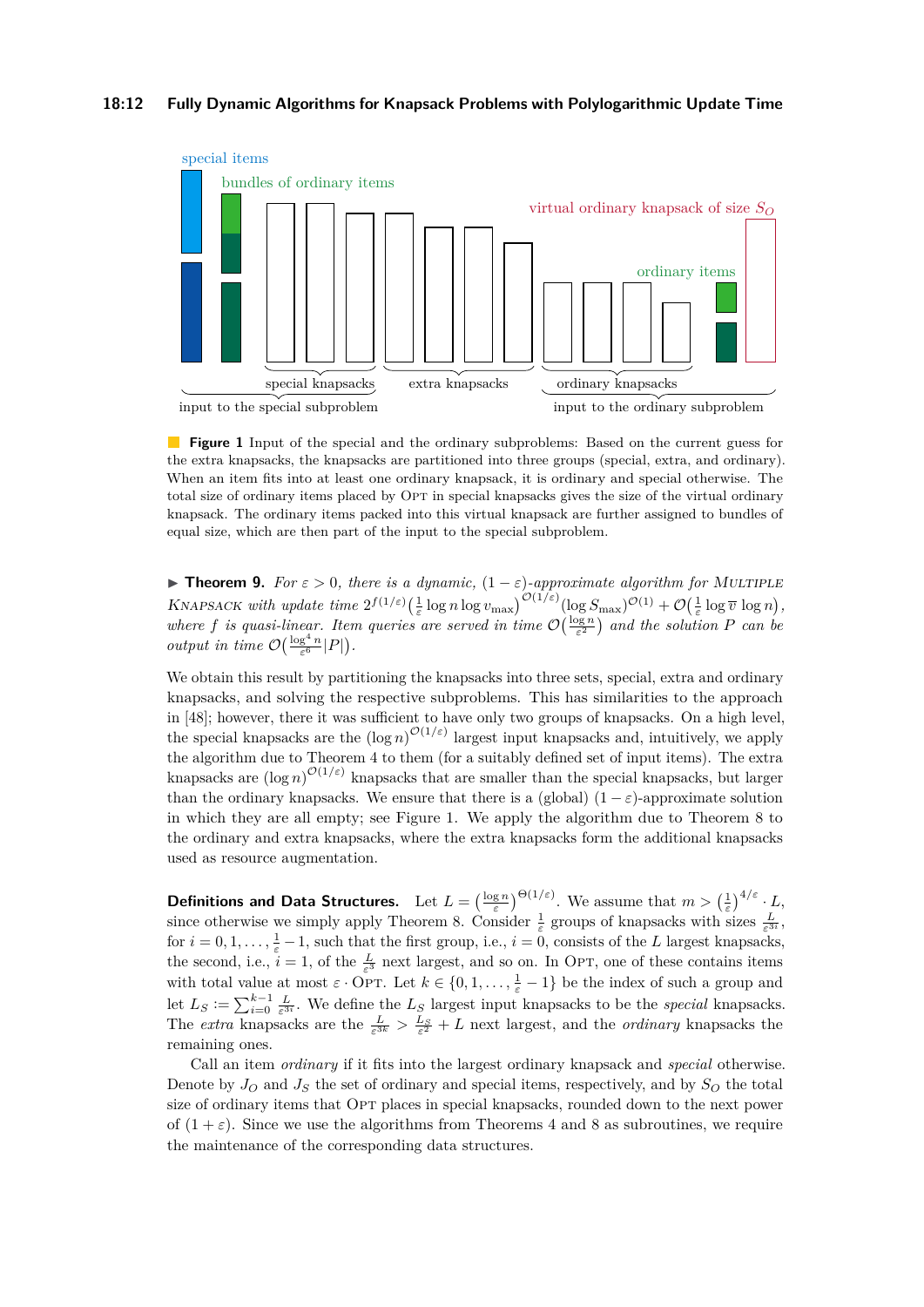special items

bundles of ordinary items

virtual ordinary knapsack of size $S_O$

ordinary items

special knapsacks extra knapsacks ordinary knapsacks

input to the special subproblem input to the ordinary subproblem

**Figure 1** Input of the special and the ordinary subproblems: Based on the current guess for the extra knapsacks, the knapsacks are partitioned into three groups (special, extra, and ordinary). When an item fits into at least one ordinary knapsack, it is ordinary and special otherwise. The total size of ordinary items placed by OPT in special knapsacks gives the size of the virtual ordinary knapsack. The ordinary items packed into this virtual knapsack are further assigned to bundles of equal size, which are then part of the input to the special subproblem.

▶ **Theorem 9.** *For $\varepsilon > 0$, there is a dynamic, $(1-\varepsilon)$-approximate algorithm for* MULTIPLE KNAPSACK *with update time $2^{f(1/\varepsilon)}\left(\frac{1}{\varepsilon}\log n \log v_{\max}\right)^{\mathcal{O}(1/\varepsilon)}(\log S_{\max})^{\mathcal{O}(1)} + \mathcal{O}\left(\frac{1}{\varepsilon}\log \overline{v}\log n\right)$, where $f$ is quasi-linear. Item queries are served in time $\mathcal{O}\left(\frac{\log n}{\varepsilon^2}\right)$ and the solution $P$ can be output in time $\mathcal{O}\left(\frac{\log^4 n}{\varepsilon^6}|P|\right)$.*

We obtain this result by partitioning the knapsacks into three sets, special, extra and ordinary knapsacks, and solving the respective subproblems. This has similarities to the approach in [48]; however, there it was sufficient to have only two groups of knapsacks. On a high level, the special knapsacks are the $(\log n)^{\mathcal{O}(1/\varepsilon)}$ largest input knapsacks and, intuitively, we apply the algorithm due to Theorem 4 to them (for a suitably defined set of input items). The extra knapsacks are $(\log n)^{\mathcal{O}(1/\varepsilon)}$ knapsacks that are smaller than the special knapsacks, but larger than the ordinary knapsacks. We ensure that there is a (global) $(1-\varepsilon)$-approximate solution in which they are all empty; see Figure 1. We apply the algorithm due to Theorem 8 to the ordinary and extra knapsacks, where the extra knapsacks form the additional knapsacks used as resource augmentation.

**Definitions and Data Structures.** Let $L = \left(\frac{\log n}{\varepsilon}\right)^{\Theta(1/\varepsilon)}$. We assume that $m > \left(\frac{1}{\varepsilon}\right)^{4/\varepsilon} \cdot L$, since otherwise we simply apply Theorem 8. Consider $\frac{1}{\varepsilon}$ groups of knapsacks with sizes $\frac{L}{\varepsilon^{3i}}$, for $i = 0, 1, \ldots, \frac{1}{\varepsilon} - 1$, such that the first group, i.e., $i = 0$, consists of the $L$ largest knapsacks, the second, i.e., $i = 1$, of the $\frac{L}{\varepsilon^3}$ next largest, and so on. In OPT, one of these contains items with total value at most $\varepsilon \cdot$ OPT. Let $k \in \{0, 1, \ldots, \frac{1}{\varepsilon} - 1\}$ be the index of such a group and let $L_S := \sum_{i=0}^{k-1} \frac{L}{\varepsilon^{3i}}$. We define the $L_S$ largest input knapsacks to be the *special* knapsacks. The *extra* knapsacks are the $\frac{L}{\varepsilon^{3k}} > \frac{L_S}{\varepsilon^2} + L$ next largest, and the *ordinary* knapsacks the remaining ones.

Call an item *ordinary* if it fits into the largest ordinary knapsack and *special* otherwise. Denote by $J_O$ and $J_S$ the set of ordinary and special items, respectively, and by $S_O$ the total size of ordinary items that OPT places in special knapsacks, rounded down to the next power of $(1+\varepsilon)$. Since we use the algorithms from Theorems 4 and 8 as subroutines, we require the maintenance of the corresponding data structures.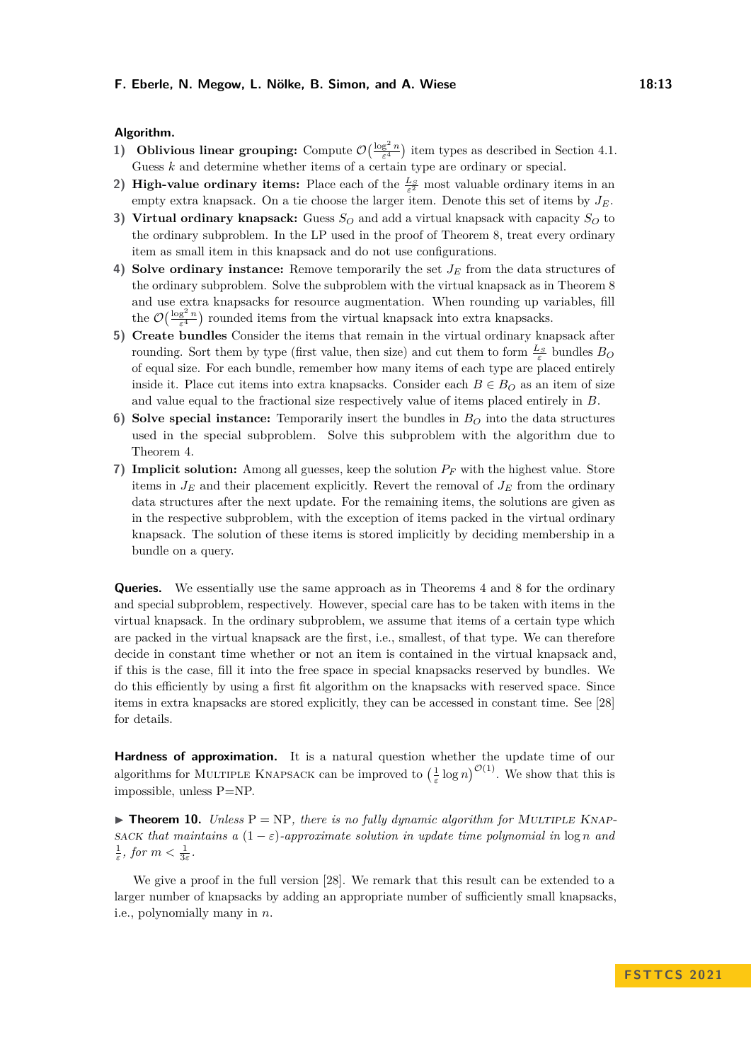**Algorithm.**

1) **Oblivious linear grouping:** Compute $\mathcal{O}\big(\frac{\log^2 n}{\varepsilon^4}\big)$ item types as described in Section 4.1. Guess $k$ and determine whether items of a certain type are ordinary or special.
2) **High-value ordinary items:** Place each of the $\frac{L_S}{\varepsilon^2}$ most valuable ordinary items in an empty extra knapsack. On a tie choose the larger item. Denote this set of items by $J_E$.
3) **Virtual ordinary knapsack:** Guess $S_O$ and add a virtual knapsack with capacity $S_O$ to the ordinary subproblem. In the LP used in the proof of Theorem 8, treat every ordinary item as small item in this knapsack and do not use configurations.
4) **Solve ordinary instance:** Remove temporarily the set $J_E$ from the data structures of the ordinary subproblem. Solve the subproblem with the virtual knapsack as in Theorem 8 and use extra knapsacks for resource augmentation. When rounding up variables, fill the $\mathcal{O}\big(\frac{\log^2 n}{\varepsilon^4}\big)$ rounded items from the virtual knapsack into extra knapsacks.
5) **Create bundles** Consider the items that remain in the virtual ordinary knapsack after rounding. Sort them by type (first value, then size) and cut them to form $\frac{L_S}{\varepsilon}$ bundles $B_O$ of equal size. For each bundle, remember how many items of each type are placed entirely inside it. Place cut items into extra knapsacks. Consider each $B \in B_O$ as an item of size and value equal to the fractional size respectively value of items placed entirely in $B$.
6) **Solve special instance:** Temporarily insert the bundles in $B_O$ into the data structures used in the special subproblem. Solve this subproblem with the algorithm due to Theorem 4.
7) **Implicit solution:** Among all guesses, keep the solution $P_F$ with the highest value. Store items in $J_E$ and their placement explicitly. Revert the removal of $J_E$ from the ordinary data structures after the next update. For the remaining items, the solutions are given as in the respective subproblem, with the exception of items packed in the virtual ordinary knapsack. The solution of these items is stored implicitly by deciding membership in a bundle on a query.

**Queries.** We essentially use the same approach as in Theorems 4 and 8 for the ordinary and special subproblem, respectively. However, special care has to be taken with items in the virtual knapsack. In the ordinary subproblem, we assume that items of a certain type which are packed in the virtual knapsack are the first, i.e., smallest, of that type. We can therefore decide in constant time whether or not an item is contained in the virtual knapsack and, if this is the case, fill it into the free space in special knapsacks reserved by bundles. We do this efficiently by using a first fit algorithm on the knapsacks with reserved space. Since items in extra knapsacks are stored explicitly, they can be accessed in constant time. See [28] for details.

**Hardness of approximation.** It is a natural question whether the update time of our algorithms for MULTIPLE KNAPSACK can be improved to $\big(\frac{1}{\varepsilon}\log n\big)^{\mathcal{O}(1)}$. We show that this is impossible, unless P=NP.

▶ **Theorem 10.** *Unless* P = NP*, there is no fully dynamic algorithm for* MULTIPLE KNAPSACK *that maintains a* $(1-\varepsilon)$*-approximate solution in update time polynomial in* $\log n$ *and* $\frac{1}{\varepsilon}$*, for* $m < \frac{1}{3\varepsilon}$.

We give a proof in the full version [28]. We remark that this result can be extended to a larger number of knapsacks by adding an appropriate number of sufficiently small knapsacks, i.e., polynomially many in $n$.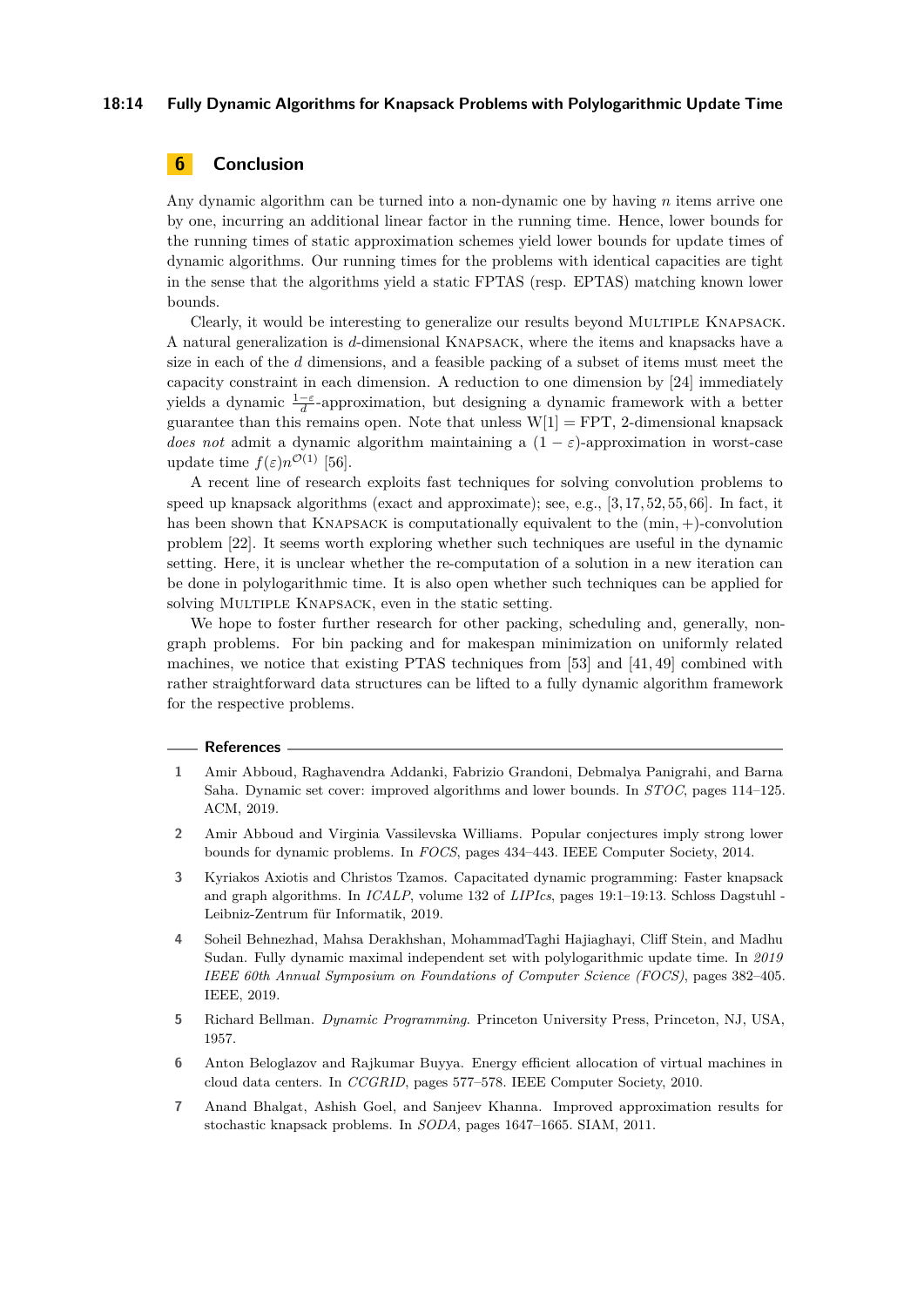## 6 Conclusion

Any dynamic algorithm can be turned into a non-dynamic one by having $n$ items arrive one by one, incurring an additional linear factor in the running time. Hence, lower bounds for the running times of static approximation schemes yield lower bounds for update times of dynamic algorithms. Our running times for the problems with identical capacities are tight in the sense that the algorithms yield a static FPTAS (resp. EPTAS) matching known lower bounds.

Clearly, it would be interesting to generalize our results beyond Multiple Knapsack. A natural generalization is $d$-dimensional Knapsack, where the items and knapsacks have a size in each of the $d$ dimensions, and a feasible packing of a subset of items must meet the capacity constraint in each dimension. A reduction to one dimension by [24] immediately yields a dynamic $\frac{1-\varepsilon}{d}$-approximation, but designing a dynamic framework with a better guarantee than this remains open. Note that unless W[1] = FPT, 2-dimensional knapsack *does not* admit a dynamic algorithm maintaining a $(1-\varepsilon)$-approximation in worst-case update time $f(\varepsilon)n^{\mathcal{O}(1)}$ [56].

A recent line of research exploits fast techniques for solving convolution problems to speed up knapsack algorithms (exact and approximate); see, e.g., [3, 17, 52, 55, 66]. In fact, it has been shown that Knapsack is computationally equivalent to the (min, +)-convolution problem [22]. It seems worth exploring whether such techniques are useful in the dynamic setting. Here, it is unclear whether the re-computation of a solution in a new iteration can be done in polylogarithmic time. It is also open whether such techniques can be applied for solving Multiple Knapsack, even in the static setting.

We hope to foster further research for other packing, scheduling and, generally, non-graph problems. For bin packing and for makespan minimization on uniformly related machines, we notice that existing PTAS techniques from [53] and [41, 49] combined with rather straightforward data structures can be lifted to a fully dynamic algorithm framework for the respective problems.

### References

1. Amir Abboud, Raghavendra Addanki, Fabrizio Grandoni, Debmalya Panigrahi, and Barna Saha. Dynamic set cover: improved algorithms and lower bounds. In *STOC*, pages 114–125. ACM, 2019.
2. Amir Abboud and Virginia Vassilevska Williams. Popular conjectures imply strong lower bounds for dynamic problems. In *FOCS*, pages 434–443. IEEE Computer Society, 2014.
3. Kyriakos Axiotis and Christos Tzamos. Capacitated dynamic programming: Faster knapsack and graph algorithms. In *ICALP*, volume 132 of *LIPIcs*, pages 19:1–19:13. Schloss Dagstuhl - Leibniz-Zentrum für Informatik, 2019.
4. Soheil Behnezhad, Mahsa Derakhshan, MohammadTaghi Hajiaghayi, Cliff Stein, and Madhu Sudan. Fully dynamic maximal independent set with polylogarithmic update time. In *2019 IEEE 60th Annual Symposium on Foundations of Computer Science (FOCS)*, pages 382–405. IEEE, 2019.
5. Richard Bellman. *Dynamic Programming*. Princeton University Press, Princeton, NJ, USA, 1957.
6. Anton Beloglazov and Rajkumar Buyya. Energy efficient allocation of virtual machines in cloud data centers. In *CCGRID*, pages 577–578. IEEE Computer Society, 2010.
7. Anand Bhalgat, Ashish Goel, and Sanjeev Khanna. Improved approximation results for stochastic knapsack problems. In *SODA*, pages 1647–1665. SIAM, 2011.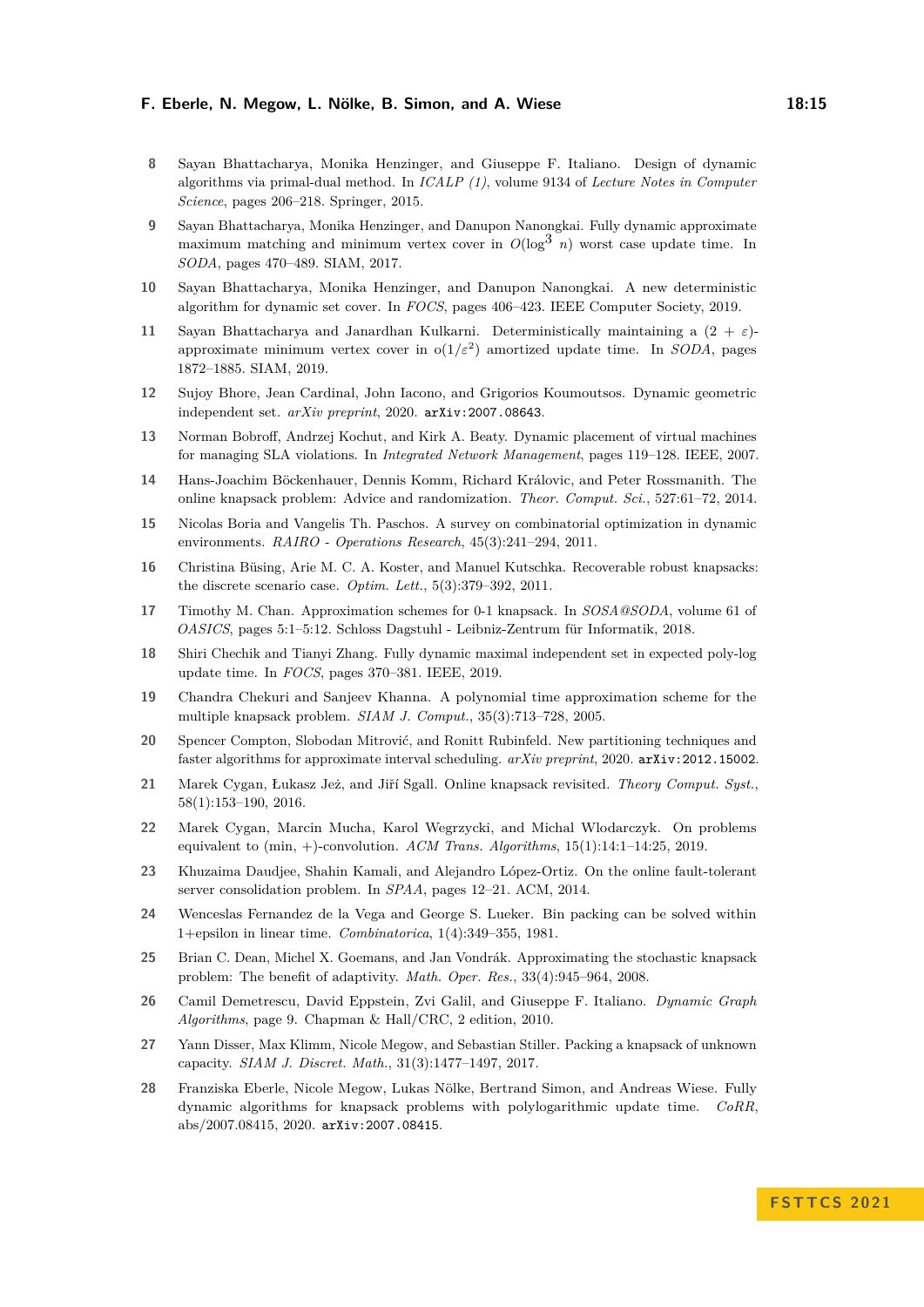8. Sayan Bhattacharya, Monika Henzinger, and Giuseppe F. Italiano. Design of dynamic algorithms via primal-dual method. In *ICALP (1)*, volume 9134 of *Lecture Notes in Computer Science*, pages 206–218. Springer, 2015.
9. Sayan Bhattacharya, Monika Henzinger, and Danupon Nanongkai. Fully dynamic approximate maximum matching and minimum vertex cover in $O(\log^3 n)$ worst case update time. In *SODA*, pages 470–489. SIAM, 2017.
10. Sayan Bhattacharya, Monika Henzinger, and Danupon Nanongkai. A new deterministic algorithm for dynamic set cover. In *FOCS*, pages 406–423. IEEE Computer Society, 2019.
11. Sayan Bhattacharya and Janardhan Kulkarni. Deterministically maintaining a $(2 + \varepsilon)$-approximate minimum vertex cover in $o(1/\varepsilon^2)$ amortized update time. In *SODA*, pages 1872–1885. SIAM, 2019.
12. Sujoy Bhore, Jean Cardinal, John Iacono, and Grigorios Koumoutsos. Dynamic geometric independent set. *arXiv preprint*, 2020. `arXiv:2007.08643`.
13. Norman Bobroff, Andrzej Kochut, and Kirk A. Beaty. Dynamic placement of virtual machines for managing SLA violations. In *Integrated Network Management*, pages 119–128. IEEE, 2007.
14. Hans-Joachim Böckenhauer, Dennis Komm, Richard Královic, and Peter Rossmanith. The online knapsack problem: Advice and randomization. *Theor. Comput. Sci.*, 527:61–72, 2014.
15. Nicolas Boria and Vangelis Th. Paschos. A survey on combinatorial optimization in dynamic environments. *RAIRO - Operations Research*, 45(3):241–294, 2011.
16. Christina Büsing, Arie M. C. A. Koster, and Manuel Kutschka. Recoverable robust knapsacks: the discrete scenario case. *Optim. Lett.*, 5(3):379–392, 2011.
17. Timothy M. Chan. Approximation schemes for 0-1 knapsack. In *SOSA@SODA*, volume 61 of *OASICS*, pages 5:1–5:12. Schloss Dagstuhl - Leibniz-Zentrum für Informatik, 2018.
18. Shiri Chechik and Tianyi Zhang. Fully dynamic maximal independent set in expected poly-log update time. In *FOCS*, pages 370–381. IEEE, 2019.
19. Chandra Chekuri and Sanjeev Khanna. A polynomial time approximation scheme for the multiple knapsack problem. *SIAM J. Comput.*, 35(3):713–728, 2005.
20. Spencer Compton, Slobodan Mitrović, and Ronitt Rubinfeld. New partitioning techniques and faster algorithms for approximate interval scheduling. *arXiv preprint*, 2020. `arXiv:2012.15002`.
21. Marek Cygan, Łukasz Jeż, and Jiří Sgall. Online knapsack revisited. *Theory Comput. Syst.*, 58(1):153–190, 2016.
22. Marek Cygan, Marcin Mucha, Karol Wegrzycki, and Michal Wlodarczyk. On problems equivalent to (min, +)-convolution. *ACM Trans. Algorithms*, 15(1):14:1–14:25, 2019.
23. Khuzaima Daudjee, Shahin Kamali, and Alejandro López-Ortiz. On the online fault-tolerant server consolidation problem. In *SPAA*, pages 12–21. ACM, 2014.
24. Wenceslas Fernandez de la Vega and George S. Lueker. Bin packing can be solved within 1+epsilon in linear time. *Combinatorica*, 1(4):349–355, 1981.
25. Brian C. Dean, Michel X. Goemans, and Jan Vondrák. Approximating the stochastic knapsack problem: The benefit of adaptivity. *Math. Oper. Res.*, 33(4):945–964, 2008.
26. Camil Demetrescu, David Eppstein, Zvi Galil, and Giuseppe F. Italiano. *Dynamic Graph Algorithms*, page 9. Chapman & Hall/CRC, 2 edition, 2010.
27. Yann Disser, Max Klimm, Nicole Megow, and Sebastian Stiller. Packing a knapsack of unknown capacity. *SIAM J. Discret. Math.*, 31(3):1477–1497, 2017.
28. Franziska Eberle, Nicole Megow, Lukas Nölke, Bertrand Simon, and Andreas Wiese. Fully dynamic algorithms for knapsack problems with polylogarithmic update time. *CoRR*, abs/2007.08415, 2020. `arXiv:2007.08415`.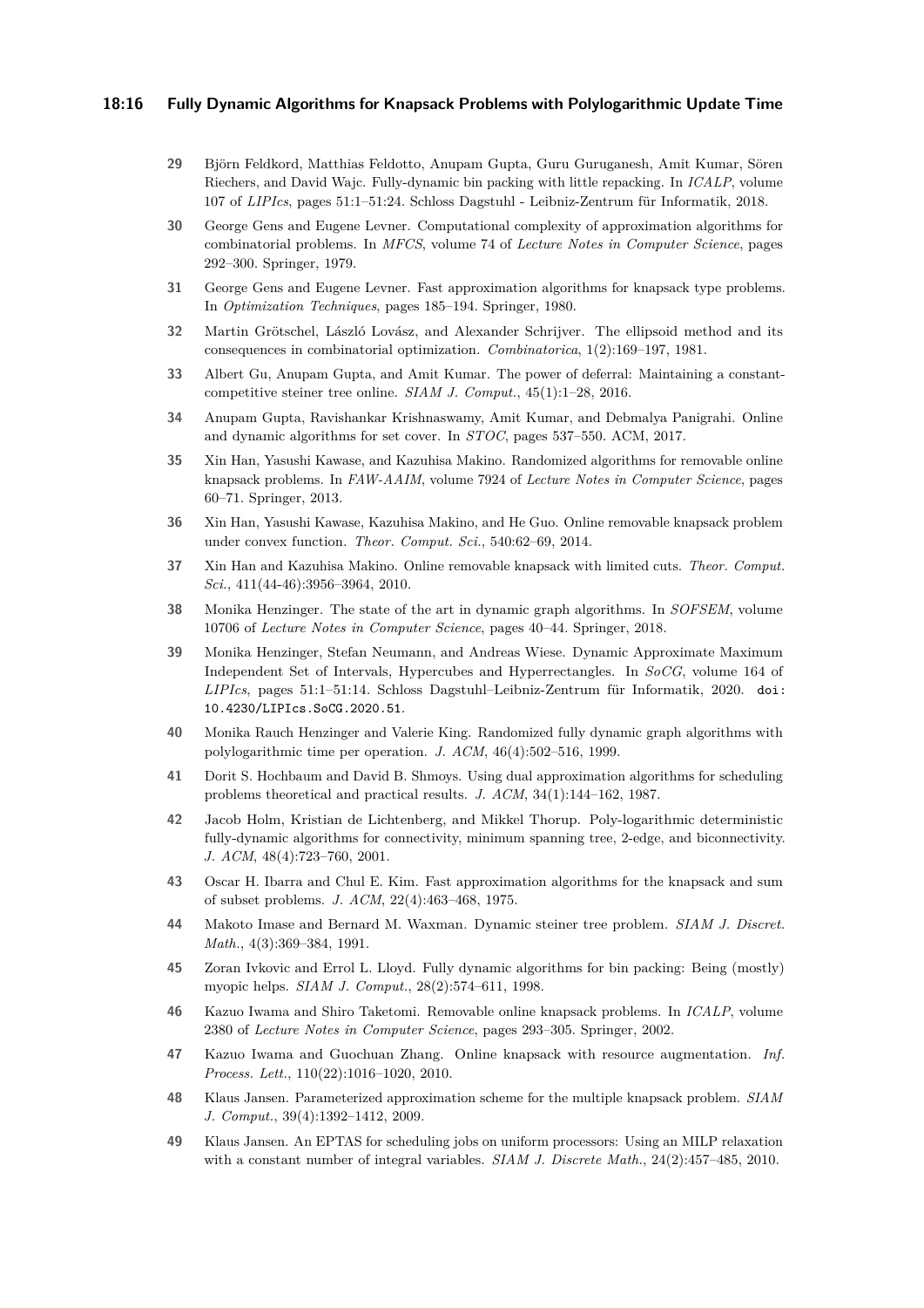29 Björn Feldkord, Matthias Feldotto, Anupam Gupta, Guru Guruganesh, Amit Kumar, Sören Riechers, and David Wajc. Fully-dynamic bin packing with little repacking. In *ICALP*, volume 107 of *LIPIcs*, pages 51:1–51:24. Schloss Dagstuhl - Leibniz-Zentrum für Informatik, 2018.

30 George Gens and Eugene Levner. Computational complexity of approximation algorithms for combinatorial problems. In *MFCS*, volume 74 of *Lecture Notes in Computer Science*, pages 292–300. Springer, 1979.

31 George Gens and Eugene Levner. Fast approximation algorithms for knapsack type problems. In *Optimization Techniques*, pages 185–194. Springer, 1980.

32 Martin Grötschel, László Lovász, and Alexander Schrijver. The ellipsoid method and its consequences in combinatorial optimization. *Combinatorica*, 1(2):169–197, 1981.

33 Albert Gu, Anupam Gupta, and Amit Kumar. The power of deferral: Maintaining a constant-competitive steiner tree online. *SIAM J. Comput.*, 45(1):1–28, 2016.

34 Anupam Gupta, Ravishankar Krishnaswamy, Amit Kumar, and Debmalya Panigrahi. Online and dynamic algorithms for set cover. In *STOC*, pages 537–550. ACM, 2017.

35 Xin Han, Yasushi Kawase, and Kazuhisa Makino. Randomized algorithms for removable online knapsack problems. In *FAW-AAIM*, volume 7924 of *Lecture Notes in Computer Science*, pages 60–71. Springer, 2013.

36 Xin Han, Yasushi Kawase, Kazuhisa Makino, and He Guo. Online removable knapsack problem under convex function. *Theor. Comput. Sci.*, 540:62–69, 2014.

37 Xin Han and Kazuhisa Makino. Online removable knapsack with limited cuts. *Theor. Comput. Sci.*, 411(44-46):3956–3964, 2010.

38 Monika Henzinger. The state of the art in dynamic graph algorithms. In *SOFSEM*, volume 10706 of *Lecture Notes in Computer Science*, pages 40–44. Springer, 2018.

39 Monika Henzinger, Stefan Neumann, and Andreas Wiese. Dynamic Approximate Maximum Independent Set of Intervals, Hypercubes and Hyperrectangles. In *SoCG*, volume 164 of *LIPIcs*, pages 51:1–51:14. Schloss Dagstuhl–Leibniz-Zentrum für Informatik, 2020. doi:10.4230/LIPIcs.SoCG.2020.51.

40 Monika Rauch Henzinger and Valerie King. Randomized fully dynamic graph algorithms with polylogarithmic time per operation. *J. ACM*, 46(4):502–516, 1999.

41 Dorit S. Hochbaum and David B. Shmoys. Using dual approximation algorithms for scheduling problems theoretical and practical results. *J. ACM*, 34(1):144–162, 1987.

42 Jacob Holm, Kristian de Lichtenberg, and Mikkel Thorup. Poly-logarithmic deterministic fully-dynamic algorithms for connectivity, minimum spanning tree, 2-edge, and biconnectivity. *J. ACM*, 48(4):723–760, 2001.

43 Oscar H. Ibarra and Chul E. Kim. Fast approximation algorithms for the knapsack and sum of subset problems. *J. ACM*, 22(4):463–468, 1975.

44 Makoto Imase and Bernard M. Waxman. Dynamic steiner tree problem. *SIAM J. Discret. Math.*, 4(3):369–384, 1991.

45 Zoran Ivkovic and Errol L. Lloyd. Fully dynamic algorithms for bin packing: Being (mostly) myopic helps. *SIAM J. Comput.*, 28(2):574–611, 1998.

46 Kazuo Iwama and Shiro Taketomi. Removable online knapsack problems. In *ICALP*, volume 2380 of *Lecture Notes in Computer Science*, pages 293–305. Springer, 2002.

47 Kazuo Iwama and Guochuan Zhang. Online knapsack with resource augmentation. *Inf. Process. Lett.*, 110(22):1016–1020, 2010.

48 Klaus Jansen. Parameterized approximation scheme for the multiple knapsack problem. *SIAM J. Comput.*, 39(4):1392–1412, 2009.

49 Klaus Jansen. An EPTAS for scheduling jobs on uniform processors: Using an MILP relaxation with a constant number of integral variables. *SIAM J. Discrete Math.*, 24(2):457–485, 2010.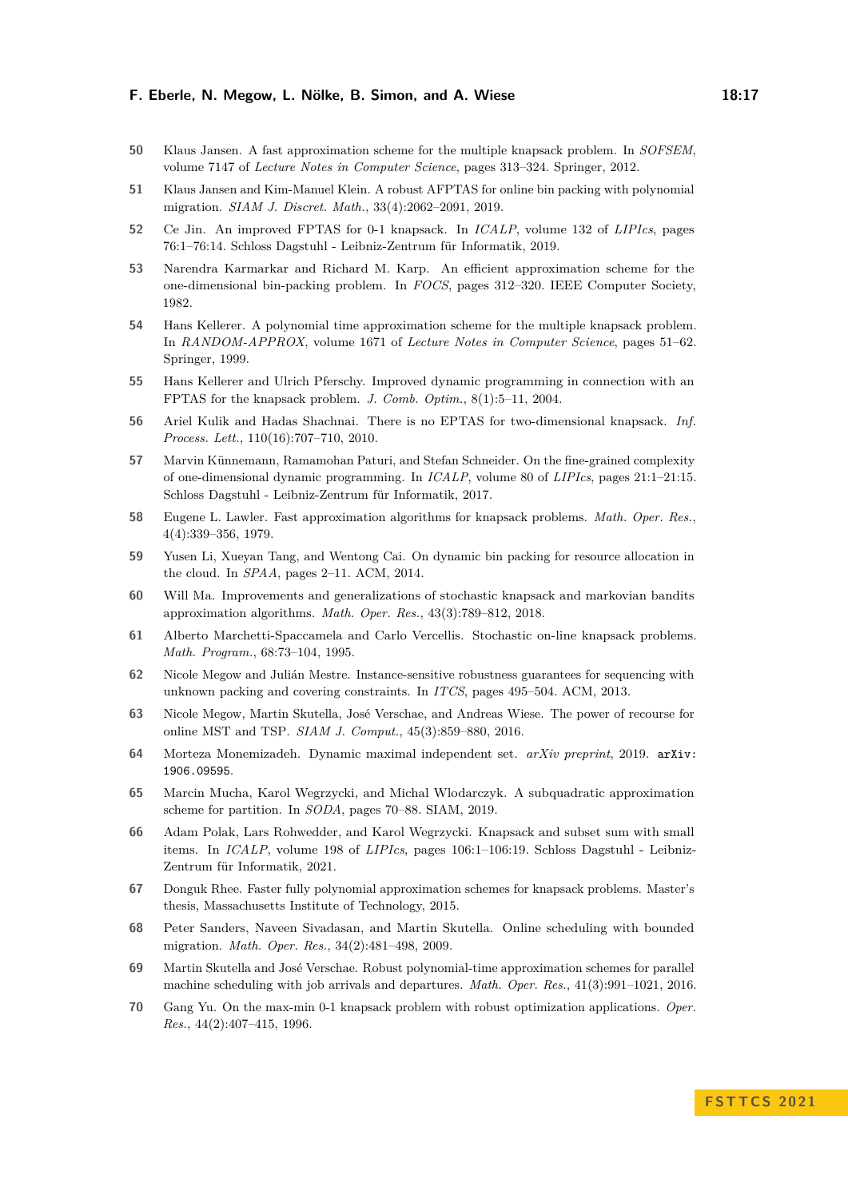50 Klaus Jansen. A fast approximation scheme for the multiple knapsack problem. In *SOFSEM*, volume 7147 of *Lecture Notes in Computer Science*, pages 313–324. Springer, 2012.

51 Klaus Jansen and Kim-Manuel Klein. A robust AFPTAS for online bin packing with polynomial migration. *SIAM J. Discret. Math.*, 33(4):2062–2091, 2019.

52 Ce Jin. An improved FPTAS for 0-1 knapsack. In *ICALP*, volume 132 of *LIPIcs*, pages 76:1–76:14. Schloss Dagstuhl - Leibniz-Zentrum für Informatik, 2019.

53 Narendra Karmarkar and Richard M. Karp. An efficient approximation scheme for the one-dimensional bin-packing problem. In *FOCS*, pages 312–320. IEEE Computer Society, 1982.

54 Hans Kellerer. A polynomial time approximation scheme for the multiple knapsack problem. In *RANDOM-APPROX*, volume 1671 of *Lecture Notes in Computer Science*, pages 51–62. Springer, 1999.

55 Hans Kellerer and Ulrich Pferschy. Improved dynamic programming in connection with an FPTAS for the knapsack problem. *J. Comb. Optim.*, 8(1):5–11, 2004.

56 Ariel Kulik and Hadas Shachnai. There is no EPTAS for two-dimensional knapsack. *Inf. Process. Lett.*, 110(16):707–710, 2010.

57 Marvin Künnemann, Ramamohan Paturi, and Stefan Schneider. On the fine-grained complexity of one-dimensional dynamic programming. In *ICALP*, volume 80 of *LIPIcs*, pages 21:1–21:15. Schloss Dagstuhl - Leibniz-Zentrum für Informatik, 2017.

58 Eugene L. Lawler. Fast approximation algorithms for knapsack problems. *Math. Oper. Res.*, 4(4):339–356, 1979.

59 Yusen Li, Xueyan Tang, and Wentong Cai. On dynamic bin packing for resource allocation in the cloud. In *SPAA*, pages 2–11. ACM, 2014.

60 Will Ma. Improvements and generalizations of stochastic knapsack and markovian bandits approximation algorithms. *Math. Oper. Res.*, 43(3):789–812, 2018.

61 Alberto Marchetti-Spaccamela and Carlo Vercellis. Stochastic on-line knapsack problems. *Math. Program.*, 68:73–104, 1995.

62 Nicole Megow and Julián Mestre. Instance-sensitive robustness guarantees for sequencing with unknown packing and covering constraints. In *ITCS*, pages 495–504. ACM, 2013.

63 Nicole Megow, Martin Skutella, José Verschae, and Andreas Wiese. The power of recourse for online MST and TSP. *SIAM J. Comput.*, 45(3):859–880, 2016.

64 Morteza Monemizadeh. Dynamic maximal independent set. *arXiv preprint*, 2019. `arXiv:1906.09595`.

65 Marcin Mucha, Karol Wegrzycki, and Michal Wlodarczyk. A subquadratic approximation scheme for partition. In *SODA*, pages 70–88. SIAM, 2019.

66 Adam Polak, Lars Rohwedder, and Karol Wegrzycki. Knapsack and subset sum with small items. In *ICALP*, volume 198 of *LIPIcs*, pages 106:1–106:19. Schloss Dagstuhl - Leibniz-Zentrum für Informatik, 2021.

67 Donguk Rhee. Faster fully polynomial approximation schemes for knapsack problems. Master's thesis, Massachusetts Institute of Technology, 2015.

68 Peter Sanders, Naveen Sivadasan, and Martin Skutella. Online scheduling with bounded migration. *Math. Oper. Res.*, 34(2):481–498, 2009.

69 Martin Skutella and José Verschae. Robust polynomial-time approximation schemes for parallel machine scheduling with job arrivals and departures. *Math. Oper. Res.*, 41(3):991–1021, 2016.

70 Gang Yu. On the max-min 0-1 knapsack problem with robust optimization applications. *Oper. Res.*, 44(2):407–415, 1996.